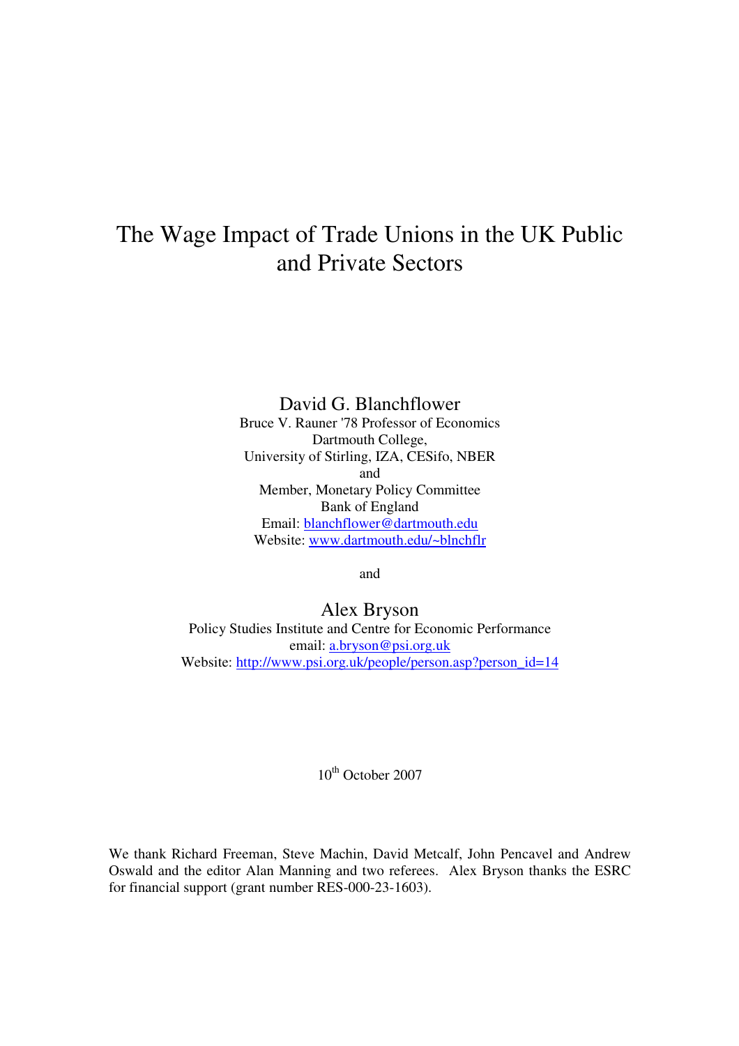# The Wage Impact of Trade Unions in the UK Public and Private Sectors

David G. Blanchflower
Bruce V. Rauner '78 Professor of Economics
Dartmouth College,
University of Stirling, IZA, CESifo, NBER
and
Member, Monetary Policy Committee
Bank of England
Email: blanchflower@dartmouth.edu
Website: www.dartmouth.edu/~blnchflr

and

Alex Bryson
Policy Studies Institute and Centre for Economic Performance
email: a.bryson@psi.org.uk
Website: http://www.psi.org.uk/people/person.asp?person_id=14

10th October 2007

We thank Richard Freeman, Steve Machin, David Metcalf, John Pencavel and Andrew Oswald and the editor Alan Manning and two referees. Alex Bryson thanks the ESRC for financial support (grant number RES-000-23-1603).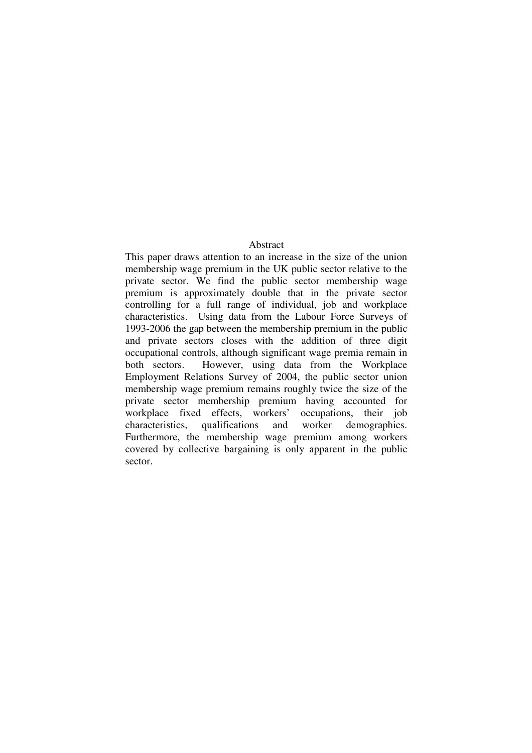## Abstract

This paper draws attention to an increase in the size of the union membership wage premium in the UK public sector relative to the private sector. We find the public sector membership wage premium is approximately double that in the private sector controlling for a full range of individual, job and workplace characteristics. Using data from the Labour Force Surveys of 1993-2006 the gap between the membership premium in the public and private sectors closes with the addition of three digit occupational controls, although significant wage premia remain in both sectors. However, using data from the Workplace Employment Relations Survey of 2004, the public sector union membership wage premium remains roughly twice the size of the private sector membership premium having accounted for workplace fixed effects, workers' occupations, their job characteristics, qualifications and worker demographics. Furthermore, the membership wage premium among workers covered by collective bargaining is only apparent in the public sector.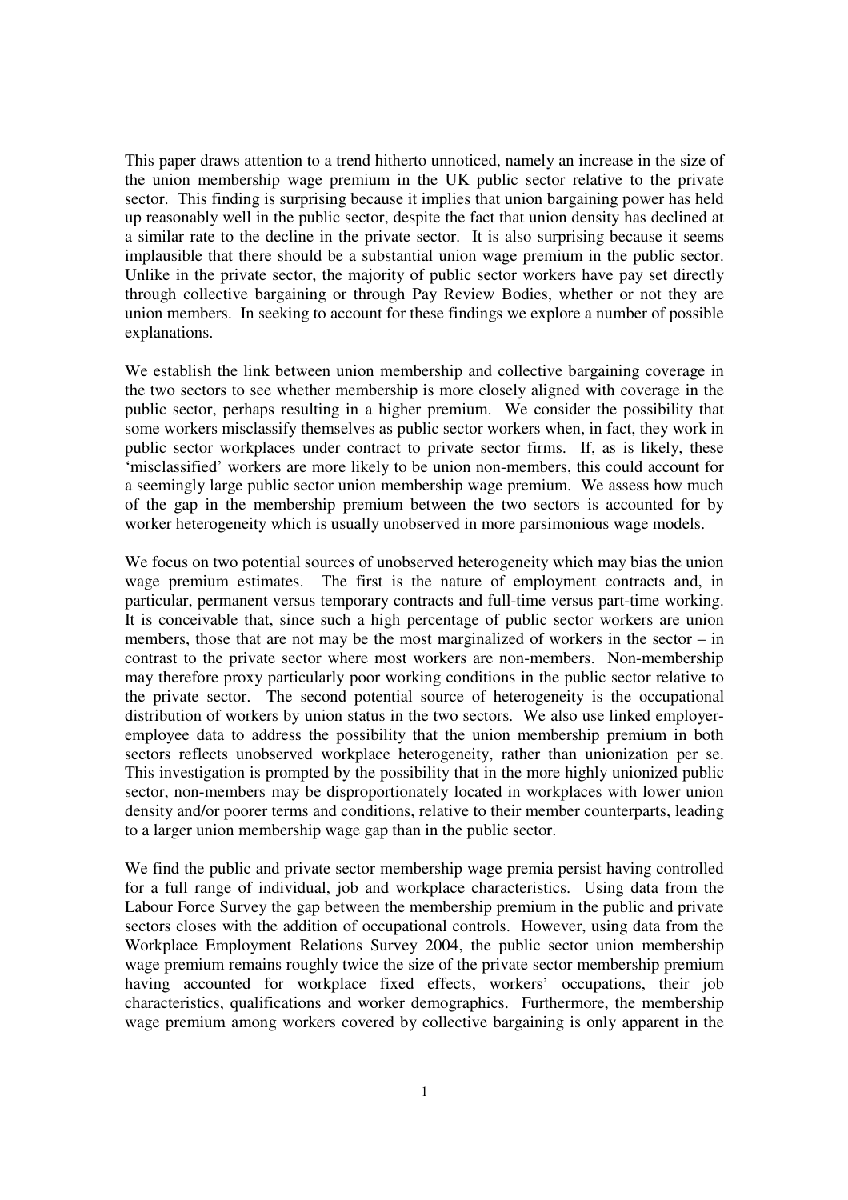This paper draws attention to a trend hitherto unnoticed, namely an increase in the size of the union membership wage premium in the UK public sector relative to the private sector. This finding is surprising because it implies that union bargaining power has held up reasonably well in the public sector, despite the fact that union density has declined at a similar rate to the decline in the private sector. It is also surprising because it seems implausible that there should be a substantial union wage premium in the public sector. Unlike in the private sector, the majority of public sector workers have pay set directly through collective bargaining or through Pay Review Bodies, whether or not they are union members. In seeking to account for these findings we explore a number of possible explanations.

We establish the link between union membership and collective bargaining coverage in the two sectors to see whether membership is more closely aligned with coverage in the public sector, perhaps resulting in a higher premium. We consider the possibility that some workers misclassify themselves as public sector workers when, in fact, they work in public sector workplaces under contract to private sector firms. If, as is likely, these 'misclassified' workers are more likely to be union non-members, this could account for a seemingly large public sector union membership wage premium. We assess how much of the gap in the membership premium between the two sectors is accounted for by worker heterogeneity which is usually unobserved in more parsimonious wage models.

We focus on two potential sources of unobserved heterogeneity which may bias the union wage premium estimates. The first is the nature of employment contracts and, in particular, permanent versus temporary contracts and full-time versus part-time working. It is conceivable that, since such a high percentage of public sector workers are union members, those that are not may be the most marginalized of workers in the sector – in contrast to the private sector where most workers are non-members. Non-membership may therefore proxy particularly poor working conditions in the public sector relative to the private sector. The second potential source of heterogeneity is the occupational distribution of workers by union status in the two sectors. We also use linked employer-employee data to address the possibility that the union membership premium in both sectors reflects unobserved workplace heterogeneity, rather than unionization per se. This investigation is prompted by the possibility that in the more highly unionized public sector, non-members may be disproportionately located in workplaces with lower union density and/or poorer terms and conditions, relative to their member counterparts, leading to a larger union membership wage gap than in the public sector.

We find the public and private sector membership wage premia persist having controlled for a full range of individual, job and workplace characteristics. Using data from the Labour Force Survey the gap between the membership premium in the public and private sectors closes with the addition of occupational controls. However, using data from the Workplace Employment Relations Survey 2004, the public sector union membership wage premium remains roughly twice the size of the private sector membership premium having accounted for workplace fixed effects, workers' occupations, their job characteristics, qualifications and worker demographics. Furthermore, the membership wage premium among workers covered by collective bargaining is only apparent in the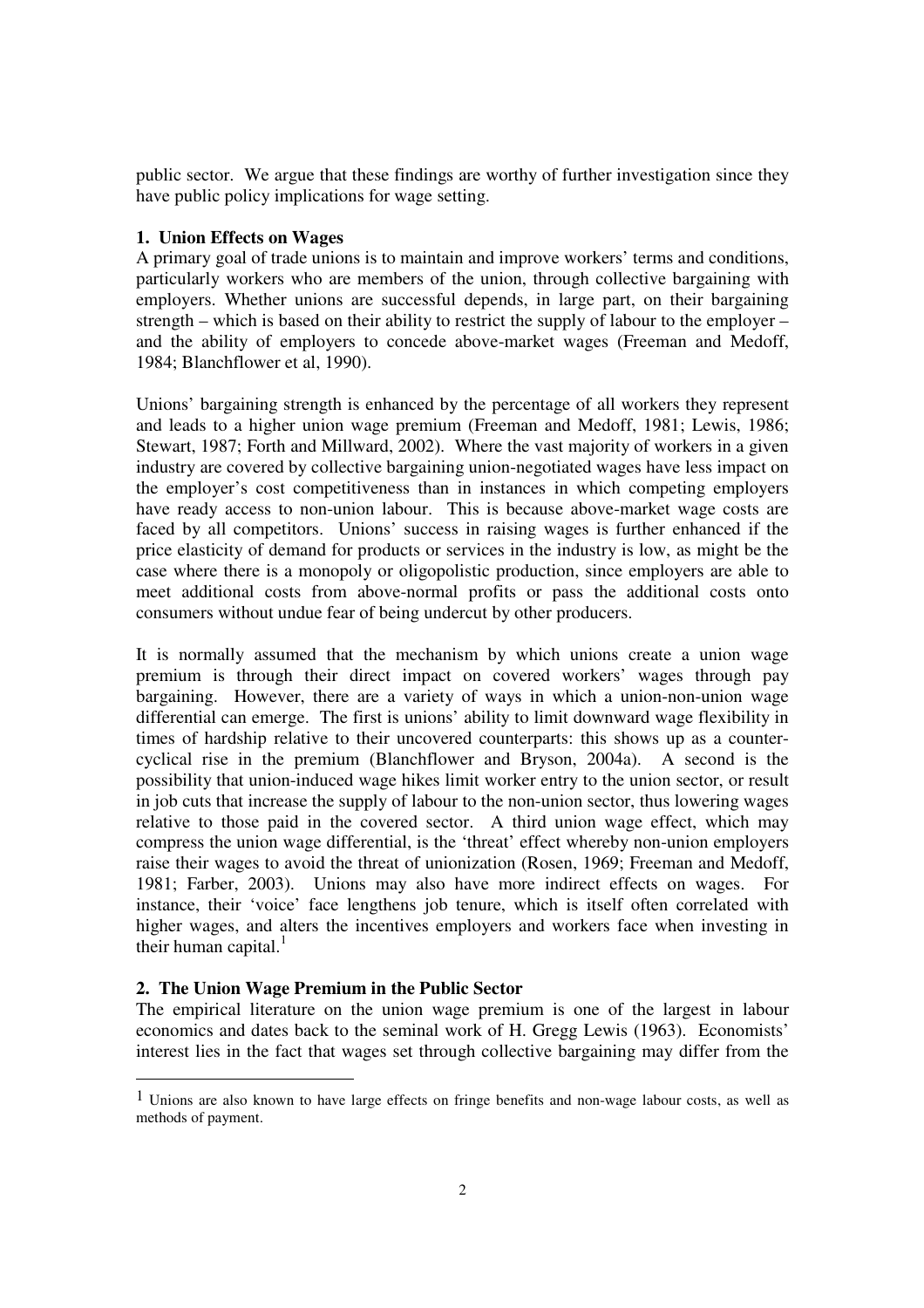public sector. We argue that these findings are worthy of further investigation since they have public policy implications for wage setting.

## 1. Union Effects on Wages

A primary goal of trade unions is to maintain and improve workers' terms and conditions, particularly workers who are members of the union, through collective bargaining with employers. Whether unions are successful depends, in large part, on their bargaining strength – which is based on their ability to restrict the supply of labour to the employer – and the ability of employers to concede above-market wages (Freeman and Medoff, 1984; Blanchflower et al, 1990).

Unions' bargaining strength is enhanced by the percentage of all workers they represent and leads to a higher union wage premium (Freeman and Medoff, 1981; Lewis, 1986; Stewart, 1987; Forth and Millward, 2002). Where the vast majority of workers in a given industry are covered by collective bargaining union-negotiated wages have less impact on the employer's cost competitiveness than in instances in which competing employers have ready access to non-union labour. This is because above-market wage costs are faced by all competitors. Unions' success in raising wages is further enhanced if the price elasticity of demand for products or services in the industry is low, as might be the case where there is a monopoly or oligopolistic production, since employers are able to meet additional costs from above-normal profits or pass the additional costs onto consumers without undue fear of being undercut by other producers.

It is normally assumed that the mechanism by which unions create a union wage premium is through their direct impact on covered workers' wages through pay bargaining. However, there are a variety of ways in which a union-non-union wage differential can emerge. The first is unions' ability to limit downward wage flexibility in times of hardship relative to their uncovered counterparts: this shows up as a counter-cyclical rise in the premium (Blanchflower and Bryson, 2004a). A second is the possibility that union-induced wage hikes limit worker entry to the union sector, or result in job cuts that increase the supply of labour to the non-union sector, thus lowering wages relative to those paid in the covered sector. A third union wage effect, which may compress the union wage differential, is the 'threat' effect whereby non-union employers raise their wages to avoid the threat of unionization (Rosen, 1969; Freeman and Medoff, 1981; Farber, 2003). Unions may also have more indirect effects on wages. For instance, their 'voice' face lengthens job tenure, which is itself often correlated with higher wages, and alters the incentives employers and workers face when investing in their human capital.[1]

## 2. The Union Wage Premium in the Public Sector

The empirical literature on the union wage premium is one of the largest in labour economics and dates back to the seminal work of H. Gregg Lewis (1963). Economists' interest lies in the fact that wages set through collective bargaining may differ from the

[1] Unions are also known to have large effects on fringe benefits and non-wage labour costs, as well as methods of payment.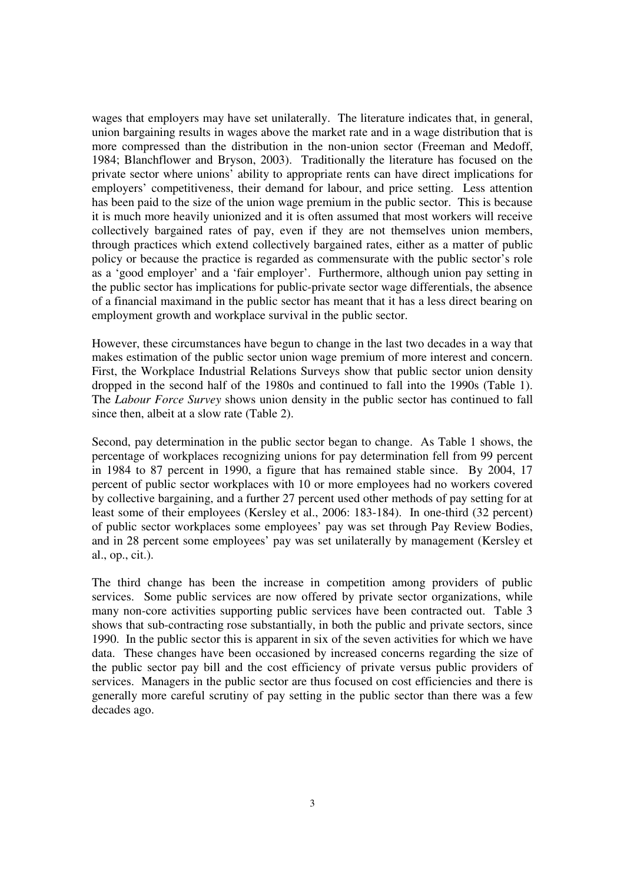wages that employers may have set unilaterally. The literature indicates that, in general, union bargaining results in wages above the market rate and in a wage distribution that is more compressed than the distribution in the non-union sector (Freeman and Medoff, 1984; Blanchflower and Bryson, 2003). Traditionally the literature has focused on the private sector where unions' ability to appropriate rents can have direct implications for employers' competitiveness, their demand for labour, and price setting. Less attention has been paid to the size of the union wage premium in the public sector. This is because it is much more heavily unionized and it is often assumed that most workers will receive collectively bargained rates of pay, even if they are not themselves union members, through practices which extend collectively bargained rates, either as a matter of public policy or because the practice is regarded as commensurate with the public sector's role as a 'good employer' and a 'fair employer'. Furthermore, although union pay setting in the public sector has implications for public-private sector wage differentials, the absence of a financial maximand in the public sector has meant that it has a less direct bearing on employment growth and workplace survival in the public sector.

However, these circumstances have begun to change in the last two decades in a way that makes estimation of the public sector union wage premium of more interest and concern. First, the Workplace Industrial Relations Surveys show that public sector union density dropped in the second half of the 1980s and continued to fall into the 1990s (Table 1). The *Labour Force Survey* shows union density in the public sector has continued to fall since then, albeit at a slow rate (Table 2).

Second, pay determination in the public sector began to change. As Table 1 shows, the percentage of workplaces recognizing unions for pay determination fell from 99 percent in 1984 to 87 percent in 1990, a figure that has remained stable since. By 2004, 17 percent of public sector workplaces with 10 or more employees had no workers covered by collective bargaining, and a further 27 percent used other methods of pay setting for at least some of their employees (Kersley et al., 2006: 183-184). In one-third (32 percent) of public sector workplaces some employees' pay was set through Pay Review Bodies, and in 28 percent some employees' pay was set unilaterally by management (Kersley et al., op., cit.).

The third change has been the increase in competition among providers of public services. Some public services are now offered by private sector organizations, while many non-core activities supporting public services have been contracted out. Table 3 shows that sub-contracting rose substantially, in both the public and private sectors, since 1990. In the public sector this is apparent in six of the seven activities for which we have data. These changes have been occasioned by increased concerns regarding the size of the public sector pay bill and the cost efficiency of private versus public providers of services. Managers in the public sector are thus focused on cost efficiencies and there is generally more careful scrutiny of pay setting in the public sector than there was a few decades ago.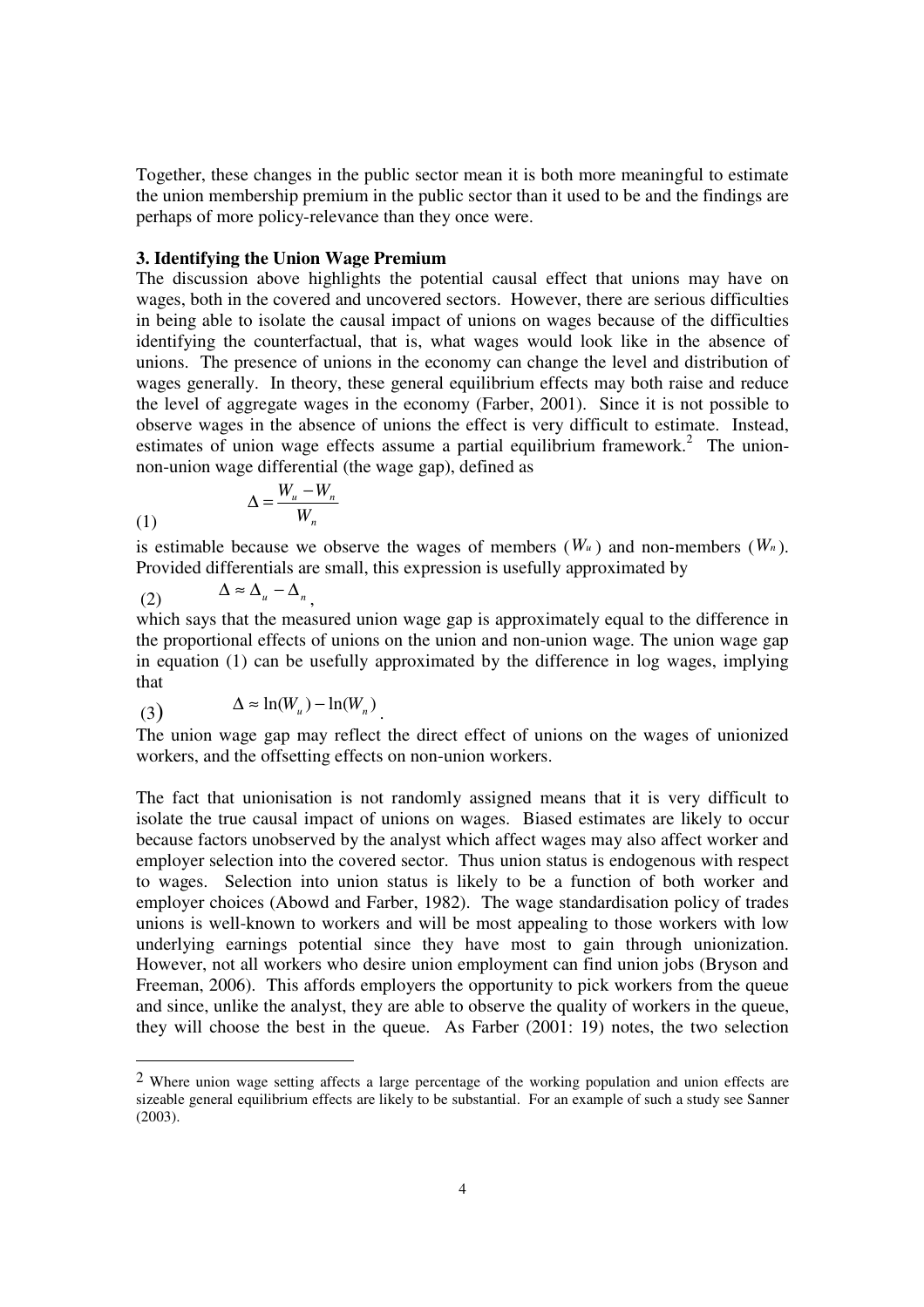Together, these changes in the public sector mean it is both more meaningful to estimate the union membership premium in the public sector than it used to be and the findings are perhaps of more policy-relevance than they once were.

### 3. Identifying the Union Wage Premium

The discussion above highlights the potential causal effect that unions may have on wages, both in the covered and uncovered sectors. However, there are serious difficulties in being able to isolate the causal impact of unions on wages because of the difficulties identifying the counterfactual, that is, what wages would look like in the absence of unions. The presence of unions in the economy can change the level and distribution of wages generally. In theory, these general equilibrium effects may both raise and reduce the level of aggregate wages in the economy (Farber, 2001). Since it is not possible to observe wages in the absence of unions the effect is very difficult to estimate. Instead, estimates of union wage effects assume a partial equilibrium framework.[2] The union-non-union wage differential (the wage gap), defined as

$$\Delta = \frac{W_u - W_n}{W_n} \tag{1}$$

is estimable because we observe the wages of members ($W_u$) and non-members ($W_n$). Provided differentials are small, this expression is usefully approximated by

$$\Delta \approx \Delta_u - \Delta_n, \tag{2}$$

which says that the measured union wage gap is approximately equal to the difference in the proportional effects of unions on the union and non-union wage. The union wage gap in equation (1) can be usefully approximated by the difference in log wages, implying that

$$\Delta \approx \ln(W_u) - \ln(W_n). \tag{3}$$

The union wage gap may reflect the direct effect of unions on the wages of unionized workers, and the offsetting effects on non-union workers.

The fact that unionisation is not randomly assigned means that it is very difficult to isolate the true causal impact of unions on wages. Biased estimates are likely to occur because factors unobserved by the analyst which affect wages may also affect worker and employer selection into the covered sector. Thus union status is endogenous with respect to wages. Selection into union status is likely to be a function of both worker and employer choices (Abowd and Farber, 1982). The wage standardisation policy of trades unions is well-known to workers and will be most appealing to those workers with low underlying earnings potential since they have most to gain through unionization. However, not all workers who desire union employment can find union jobs (Bryson and Freeman, 2006). This affords employers the opportunity to pick workers from the queue and since, unlike the analyst, they are able to observe the quality of workers in the queue, they will choose the best in the queue. As Farber (2001: 19) notes, the two selection

---

[2] Where union wage setting affects a large percentage of the working population and union effects are sizeable general equilibrium effects are likely to be substantial. For an example of such a study see Sanner (2003).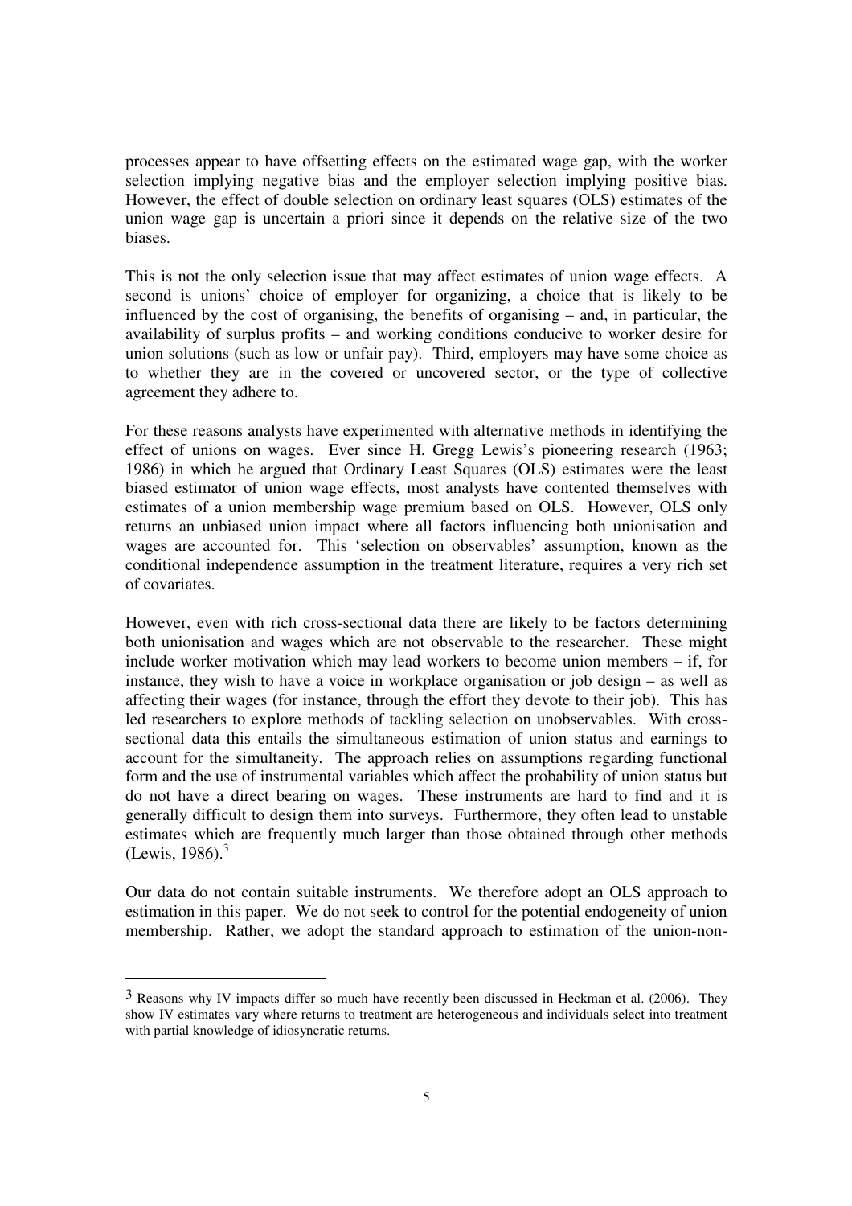processes appear to have offsetting effects on the estimated wage gap, with the worker selection implying negative bias and the employer selection implying positive bias. However, the effect of double selection on ordinary least squares (OLS) estimates of the union wage gap is uncertain a priori since it depends on the relative size of the two biases.

This is not the only selection issue that may affect estimates of union wage effects. A second is unions' choice of employer for organizing, a choice that is likely to be influenced by the cost of organising, the benefits of organising – and, in particular, the availability of surplus profits – and working conditions conducive to worker desire for union solutions (such as low or unfair pay). Third, employers may have some choice as to whether they are in the covered or uncovered sector, or the type of collective agreement they adhere to.

For these reasons analysts have experimented with alternative methods in identifying the effect of unions on wages. Ever since H. Gregg Lewis's pioneering research (1963; 1986) in which he argued that Ordinary Least Squares (OLS) estimates were the least biased estimator of union wage effects, most analysts have contented themselves with estimates of a union membership wage premium based on OLS. However, OLS only returns an unbiased union impact where all factors influencing both unionisation and wages are accounted for. This 'selection on observables' assumption, known as the conditional independence assumption in the treatment literature, requires a very rich set of covariates.

However, even with rich cross-sectional data there are likely to be factors determining both unionisation and wages which are not observable to the researcher. These might include worker motivation which may lead workers to become union members – if, for instance, they wish to have a voice in workplace organisation or job design – as well as affecting their wages (for instance, through the effort they devote to their job). This has led researchers to explore methods of tackling selection on unobservables. With cross-sectional data this entails the simultaneous estimation of union status and earnings to account for the simultaneity. The approach relies on assumptions regarding functional form and the use of instrumental variables which affect the probability of union status but do not have a direct bearing on wages. These instruments are hard to find and it is generally difficult to design them into surveys. Furthermore, they often lead to unstable estimates which are frequently much larger than those obtained through other methods (Lewis, 1986).[3]

Our data do not contain suitable instruments. We therefore adopt an OLS approach to estimation in this paper. We do not seek to control for the potential endogeneity of union membership. Rather, we adopt the standard approach to estimation of the union-non-

---

[3] Reasons why IV impacts differ so much have recently been discussed in Heckman et al. (2006). They show IV estimates vary where returns to treatment are heterogeneous and individuals select into treatment with partial knowledge of idiosyncratic returns.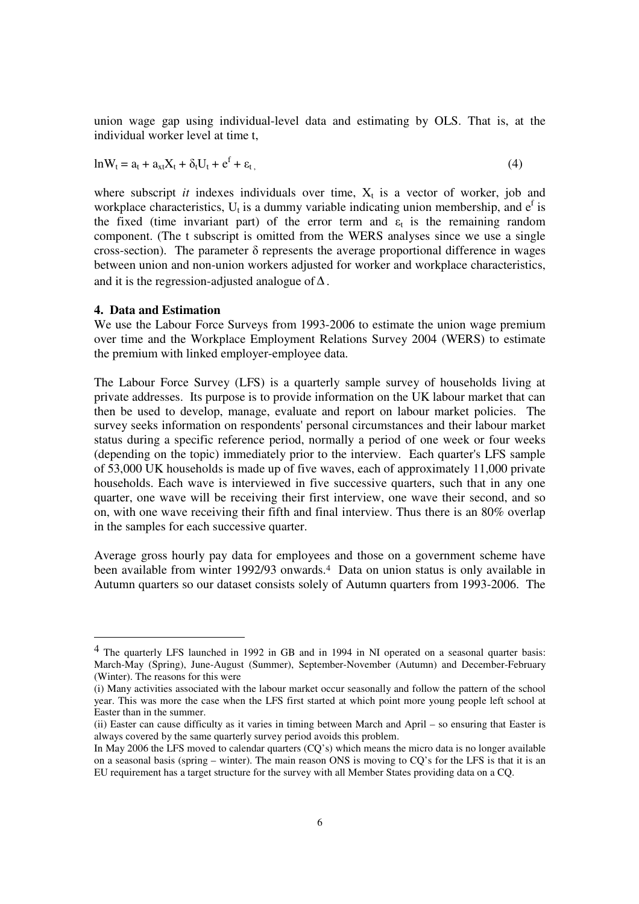union wage gap using individual-level data and estimating by OLS. That is, at the individual worker level at time t,

$$\ln W_t = a_t + a_{xt}X_t + \delta_t U_t + e^f + \varepsilon_t \quad (4)$$

where subscript *it* indexes individuals over time, $X_t$ is a vector of worker, job and workplace characteristics, $U_t$ is a dummy variable indicating union membership, and $e^f$ is the fixed (time invariant part) of the error term and $\varepsilon_t$ is the remaining random component. (The t subscript is omitted from the WERS analyses since we use a single cross-section). The parameter $\delta$ represents the average proportional difference in wages between union and non-union workers adjusted for worker and workplace characteristics, and it is the regression-adjusted analogue of $\Delta$.

## 4. Data and Estimation

We use the Labour Force Surveys from 1993-2006 to estimate the union wage premium over time and the Workplace Employment Relations Survey 2004 (WERS) to estimate the premium with linked employer-employee data.

The Labour Force Survey (LFS) is a quarterly sample survey of households living at private addresses. Its purpose is to provide information on the UK labour market that can then be used to develop, manage, evaluate and report on labour market policies. The survey seeks information on respondents' personal circumstances and their labour market status during a specific reference period, normally a period of one week or four weeks (depending on the topic) immediately prior to the interview. Each quarter's LFS sample of 53,000 UK households is made up of five waves, each of approximately 11,000 private households. Each wave is interviewed in five successive quarters, such that in any one quarter, one wave will be receiving their first interview, one wave their second, and so on, with one wave receiving their fifth and final interview. Thus there is an 80% overlap in the samples for each successive quarter.

Average gross hourly pay data for employees and those on a government scheme have been available from winter 1992/93 onwards.[4] Data on union status is only available in Autumn quarters so our dataset consists solely of Autumn quarters from 1993-2006. The

---

[4] The quarterly LFS launched in 1992 in GB and in 1994 in NI operated on a seasonal quarter basis: March-May (Spring), June-August (Summer), September-November (Autumn) and December-February (Winter). The reasons for this were

(i) Many activities associated with the labour market occur seasonally and follow the pattern of the school year. This was more the case when the LFS first started at which point more young people left school at Easter than in the summer.

(ii) Easter can cause difficulty as it varies in timing between March and April – so ensuring that Easter is always covered by the same quarterly survey period avoids this problem.

In May 2006 the LFS moved to calendar quarters (CQ's) which means the micro data is no longer available on a seasonal basis (spring – winter). The main reason ONS is moving to CQ's for the LFS is that it is an EU requirement has a target structure for the survey with all Member States providing data on a CQ.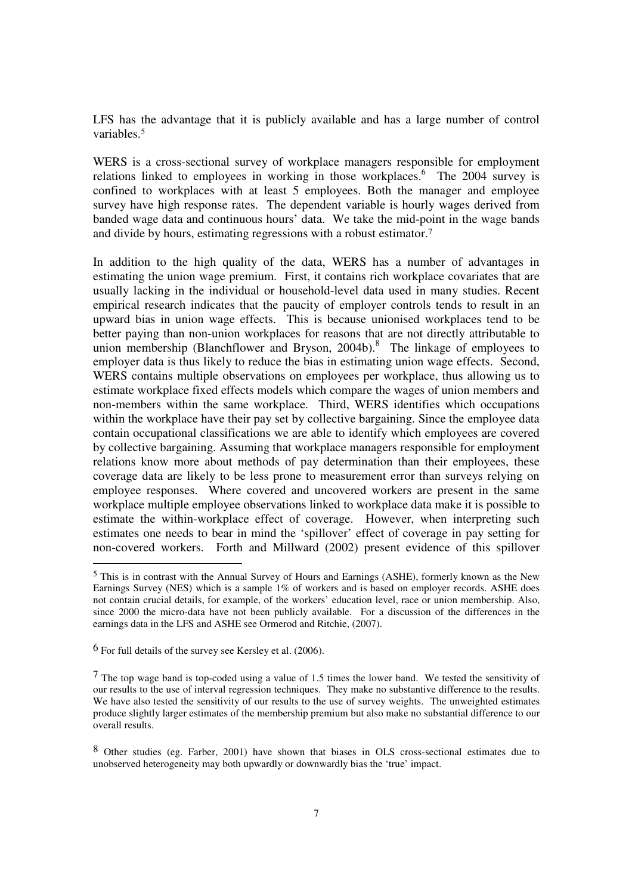LFS has the advantage that it is publicly available and has a large number of control variables.[5]

WERS is a cross-sectional survey of workplace managers responsible for employment relations linked to employees in working in those workplaces.[6] The 2004 survey is confined to workplaces with at least 5 employees. Both the manager and employee survey have high response rates. The dependent variable is hourly wages derived from banded wage data and continuous hours' data. We take the mid-point in the wage bands and divide by hours, estimating regressions with a robust estimator.[7]

In addition to the high quality of the data, WERS has a number of advantages in estimating the union wage premium. First, it contains rich workplace covariates that are usually lacking in the individual or household-level data used in many studies. Recent empirical research indicates that the paucity of employer controls tends to result in an upward bias in union wage effects. This is because unionised workplaces tend to be better paying than non-union workplaces for reasons that are not directly attributable to union membership (Blanchflower and Bryson, 2004b).[8] The linkage of employees to employer data is thus likely to reduce the bias in estimating union wage effects. Second, WERS contains multiple observations on employees per workplace, thus allowing us to estimate workplace fixed effects models which compare the wages of union members and non-members within the same workplace. Third, WERS identifies which occupations within the workplace have their pay set by collective bargaining. Since the employee data contain occupational classifications we are able to identify which employees are covered by collective bargaining. Assuming that workplace managers responsible for employment relations know more about methods of pay determination than their employees, these coverage data are likely to be less prone to measurement error than surveys relying on employee responses. Where covered and uncovered workers are present in the same workplace multiple employee observations linked to workplace data make it is possible to estimate the within-workplace effect of coverage. However, when interpreting such estimates one needs to bear in mind the 'spillover' effect of coverage in pay setting for non-covered workers. Forth and Millward (2002) present evidence of this spillover

---

[5] This is in contrast with the Annual Survey of Hours and Earnings (ASHE), formerly known as the New Earnings Survey (NES) which is a sample 1% of workers and is based on employer records. ASHE does not contain crucial details, for example, of the workers' education level, race or union membership. Also, since 2000 the micro-data have not been publicly available. For a discussion of the differences in the earnings data in the LFS and ASHE see Ormerod and Ritchie, (2007).

[6] For full details of the survey see Kersley et al. (2006).

[7] The top wage band is top-coded using a value of 1.5 times the lower band. We tested the sensitivity of our results to the use of interval regression techniques. They make no substantive difference to the results. We have also tested the sensitivity of our results to the use of survey weights. The unweighted estimates produce slightly larger estimates of the membership premium but also make no substantial difference to our overall results.

[8] Other studies (eg. Farber, 2001) have shown that biases in OLS cross-sectional estimates due to unobserved heterogeneity may both upwardly or downwardly bias the 'true' impact.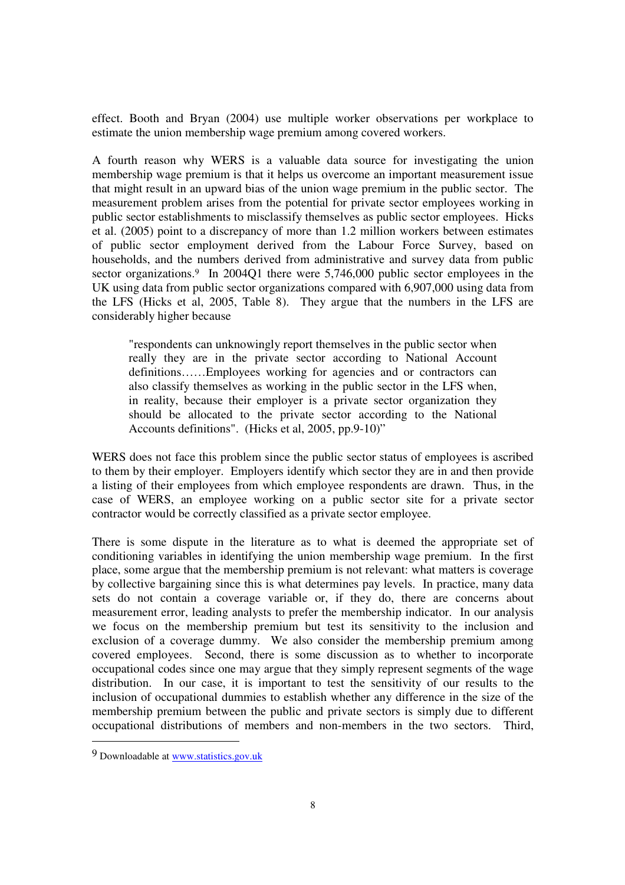effect. Booth and Bryan (2004) use multiple worker observations per workplace to estimate the union membership wage premium among covered workers.

A fourth reason why WERS is a valuable data source for investigating the union membership wage premium is that it helps us overcome an important measurement issue that might result in an upward bias of the union wage premium in the public sector. The measurement problem arises from the potential for private sector employees working in public sector establishments to misclassify themselves as public sector employees. Hicks et al. (2005) point to a discrepancy of more than 1.2 million workers between estimates of public sector employment derived from the Labour Force Survey, based on households, and the numbers derived from administrative and survey data from public sector organizations.[9] In 2004Q1 there were 5,746,000 public sector employees in the UK using data from public sector organizations compared with 6,907,000 using data from the LFS (Hicks et al, 2005, Table 8). They argue that the numbers in the LFS are considerably higher because

> "respondents can unknowingly report themselves in the public sector when really they are in the private sector according to National Account definitions……Employees working for agencies and or contractors can also classify themselves as working in the public sector in the LFS when, in reality, because their employer is a private sector organization they should be allocated to the private sector according to the National Accounts definitions". (Hicks et al, 2005, pp.9-10)"

WERS does not face this problem since the public sector status of employees is ascribed to them by their employer. Employers identify which sector they are in and then provide a listing of their employees from which employee respondents are drawn. Thus, in the case of WERS, an employee working on a public sector site for a private sector contractor would be correctly classified as a private sector employee.

There is some dispute in the literature as to what is deemed the appropriate set of conditioning variables in identifying the union membership wage premium. In the first place, some argue that the membership premium is not relevant: what matters is coverage by collective bargaining since this is what determines pay levels. In practice, many data sets do not contain a coverage variable or, if they do, there are concerns about measurement error, leading analysts to prefer the membership indicator. In our analysis we focus on the membership premium but test its sensitivity to the inclusion and exclusion of a coverage dummy. We also consider the membership premium among covered employees. Second, there is some discussion as to whether to incorporate occupational codes since one may argue that they simply represent segments of the wage distribution. In our case, it is important to test the sensitivity of our results to the inclusion of occupational dummies to establish whether any difference in the size of the membership premium between the public and private sectors is simply due to different occupational distributions of members and non-members in the two sectors. Third,

---

[9] Downloadable at www.statistics.gov.uk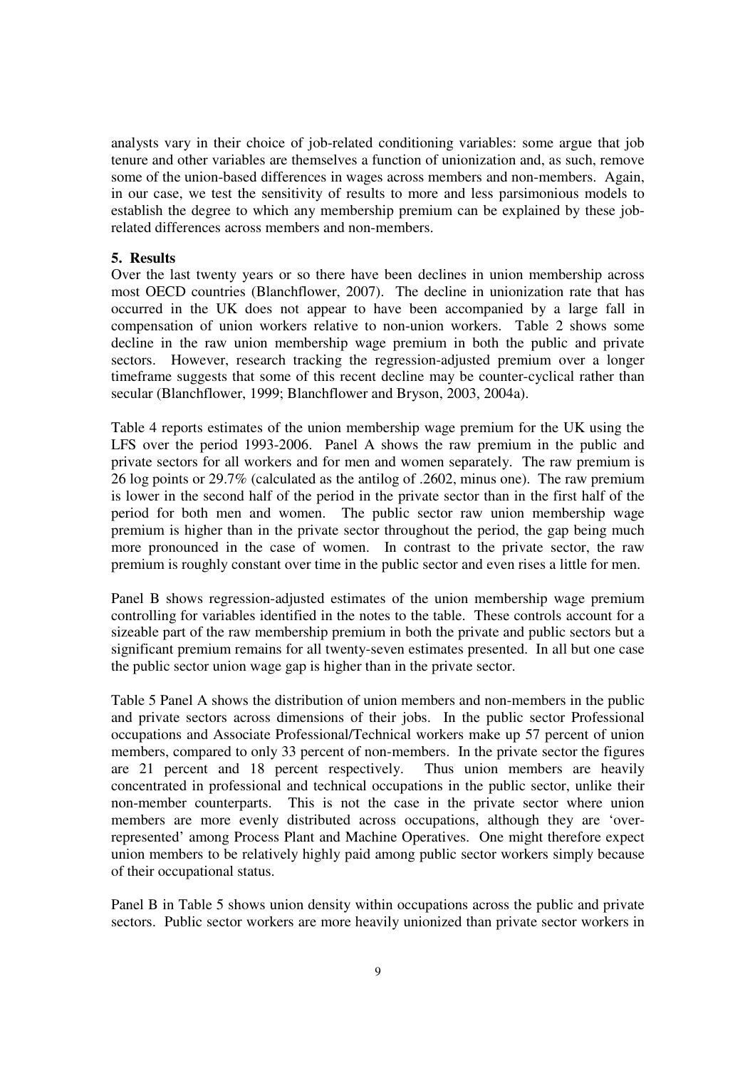analysts vary in their choice of job-related conditioning variables: some argue that job tenure and other variables are themselves a function of unionization and, as such, remove some of the union-based differences in wages across members and non-members. Again, in our case, we test the sensitivity of results to more and less parsimonious models to establish the degree to which any membership premium can be explained by these job-related differences across members and non-members.

## 5. Results

Over the last twenty years or so there have been declines in union membership across most OECD countries (Blanchflower, 2007). The decline in unionization rate that has occurred in the UK does not appear to have been accompanied by a large fall in compensation of union workers relative to non-union workers. Table 2 shows some decline in the raw union membership wage premium in both the public and private sectors. However, research tracking the regression-adjusted premium over a longer timeframe suggests that some of this recent decline may be counter-cyclical rather than secular (Blanchflower, 1999; Blanchflower and Bryson, 2003, 2004a).

Table 4 reports estimates of the union membership wage premium for the UK using the LFS over the period 1993-2006. Panel A shows the raw premium in the public and private sectors for all workers and for men and women separately. The raw premium is 26 log points or 29.7% (calculated as the antilog of .2602, minus one). The raw premium is lower in the second half of the period in the private sector than in the first half of the period for both men and women. The public sector raw union membership wage premium is higher than in the private sector throughout the period, the gap being much more pronounced in the case of women. In contrast to the private sector, the raw premium is roughly constant over time in the public sector and even rises a little for men.

Panel B shows regression-adjusted estimates of the union membership wage premium controlling for variables identified in the notes to the table. These controls account for a sizeable part of the raw membership premium in both the private and public sectors but a significant premium remains for all twenty-seven estimates presented. In all but one case the public sector union wage gap is higher than in the private sector.

Table 5 Panel A shows the distribution of union members and non-members in the public and private sectors across dimensions of their jobs. In the public sector Professional occupations and Associate Professional/Technical workers make up 57 percent of union members, compared to only 33 percent of non-members. In the private sector the figures are 21 percent and 18 percent respectively. Thus union members are heavily concentrated in professional and technical occupations in the public sector, unlike their non-member counterparts. This is not the case in the private sector where union members are more evenly distributed across occupations, although they are 'over-represented' among Process Plant and Machine Operatives. One might therefore expect union members to be relatively highly paid among public sector workers simply because of their occupational status.

Panel B in Table 5 shows union density within occupations across the public and private sectors. Public sector workers are more heavily unionized than private sector workers in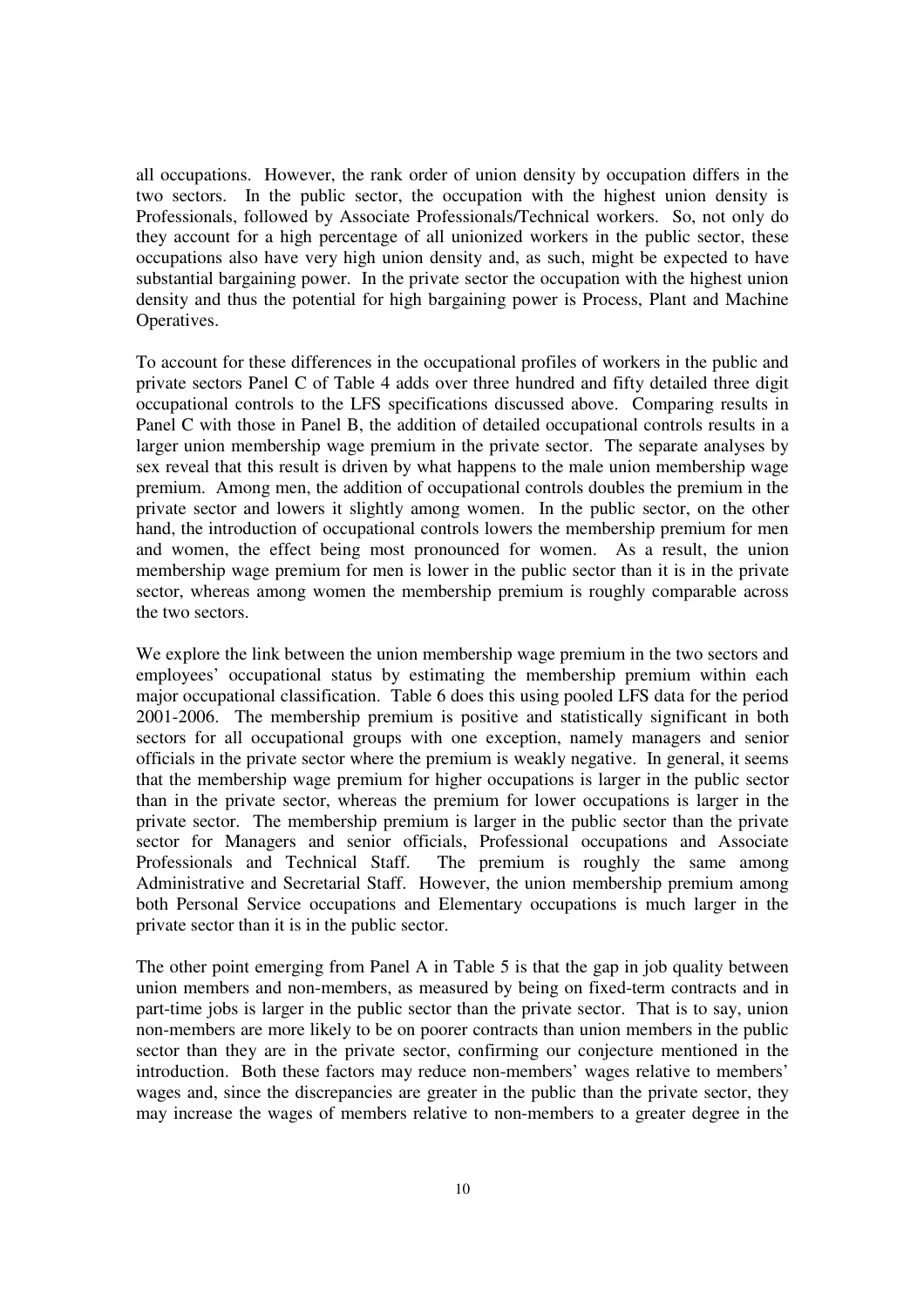all occupations. However, the rank order of union density by occupation differs in the two sectors. In the public sector, the occupation with the highest union density is Professionals, followed by Associate Professionals/Technical workers. So, not only do they account for a high percentage of all unionized workers in the public sector, these occupations also have very high union density and, as such, might be expected to have substantial bargaining power. In the private sector the occupation with the highest union density and thus the potential for high bargaining power is Process, Plant and Machine Operatives.

To account for these differences in the occupational profiles of workers in the public and private sectors Panel C of Table 4 adds over three hundred and fifty detailed three digit occupational controls to the LFS specifications discussed above. Comparing results in Panel C with those in Panel B, the addition of detailed occupational controls results in a larger union membership wage premium in the private sector. The separate analyses by sex reveal that this result is driven by what happens to the male union membership wage premium. Among men, the addition of occupational controls doubles the premium in the private sector and lowers it slightly among women. In the public sector, on the other hand, the introduction of occupational controls lowers the membership premium for men and women, the effect being most pronounced for women. As a result, the union membership wage premium for men is lower in the public sector than it is in the private sector, whereas among women the membership premium is roughly comparable across the two sectors.

We explore the link between the union membership wage premium in the two sectors and employees' occupational status by estimating the membership premium within each major occupational classification. Table 6 does this using pooled LFS data for the period 2001-2006. The membership premium is positive and statistically significant in both sectors for all occupational groups with one exception, namely managers and senior officials in the private sector where the premium is weakly negative. In general, it seems that the membership wage premium for higher occupations is larger in the public sector than in the private sector, whereas the premium for lower occupations is larger in the private sector. The membership premium is larger in the public sector than the private sector for Managers and senior officials, Professional occupations and Associate Professionals and Technical Staff. The premium is roughly the same among Administrative and Secretarial Staff. However, the union membership premium among both Personal Service occupations and Elementary occupations is much larger in the private sector than it is in the public sector.

The other point emerging from Panel A in Table 5 is that the gap in job quality between union members and non-members, as measured by being on fixed-term contracts and in part-time jobs is larger in the public sector than the private sector. That is to say, union non-members are more likely to be on poorer contracts than union members in the public sector than they are in the private sector, confirming our conjecture mentioned in the introduction. Both these factors may reduce non-members' wages relative to members' wages and, since the discrepancies are greater in the public than the private sector, they may increase the wages of members relative to non-members to a greater degree in the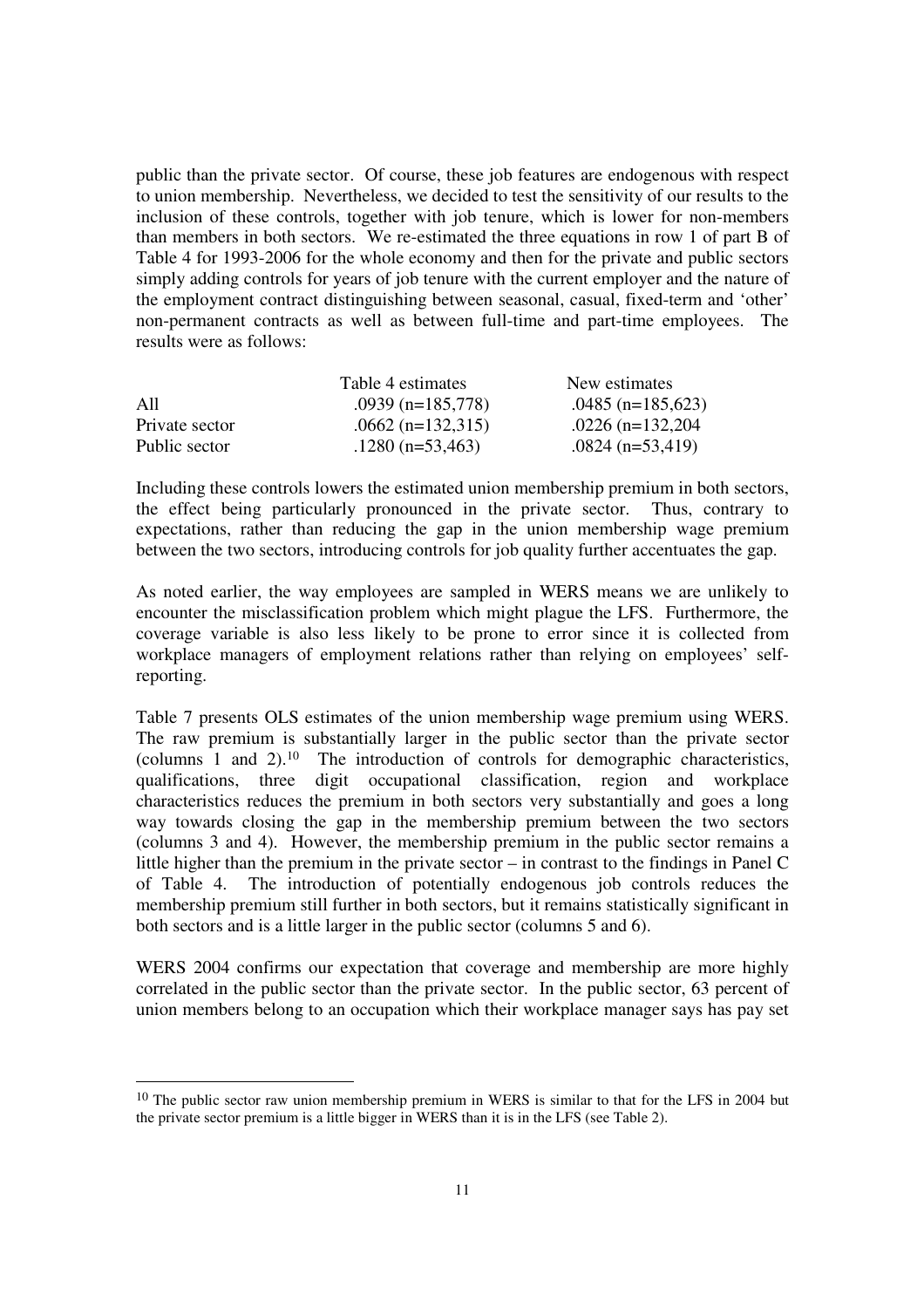public than the private sector. Of course, these job features are endogenous with respect to union membership. Nevertheless, we decided to test the sensitivity of our results to the inclusion of these controls, together with job tenure, which is lower for non-members than members in both sectors. We re-estimated the three equations in row 1 of part B of Table 4 for 1993-2006 for the whole economy and then for the private and public sectors simply adding controls for years of job tenure with the current employer and the nature of the employment contract distinguishing between seasonal, casual, fixed-term and 'other' non-permanent contracts as well as between full-time and part-time employees. The results were as follows:

| | Table 4 estimates | New estimates |
|---|---|---|
| All | .0939 (n=185,778) | .0485 (n=185,623) |
| Private sector | .0662 (n=132,315) | .0226 (n=132,204 |
| Public sector | .1280 (n=53,463) | .0824 (n=53,419) |

Including these controls lowers the estimated union membership premium in both sectors, the effect being particularly pronounced in the private sector. Thus, contrary to expectations, rather than reducing the gap in the union membership wage premium between the two sectors, introducing controls for job quality further accentuates the gap.

As noted earlier, the way employees are sampled in WERS means we are unlikely to encounter the misclassification problem which might plague the LFS. Furthermore, the coverage variable is also less likely to be prone to error since it is collected from workplace managers of employment relations rather than relying on employees' self-reporting.

Table 7 presents OLS estimates of the union membership wage premium using WERS. The raw premium is substantially larger in the public sector than the private sector (columns 1 and 2).[10] The introduction of controls for demographic characteristics, qualifications, three digit occupational classification, region and workplace characteristics reduces the premium in both sectors very substantially and goes a long way towards closing the gap in the membership premium between the two sectors (columns 3 and 4). However, the membership premium in the public sector remains a little higher than the premium in the private sector – in contrast to the findings in Panel C of Table 4. The introduction of potentially endogenous job controls reduces the membership premium still further in both sectors, but it remains statistically significant in both sectors and is a little larger in the public sector (columns 5 and 6).

WERS 2004 confirms our expectation that coverage and membership are more highly correlated in the public sector than the private sector. In the public sector, 63 percent of union members belong to an occupation which their workplace manager says has pay set

[10] The public sector raw union membership premium in WERS is similar to that for the LFS in 2004 but the private sector premium is a little bigger in WERS than it is in the LFS (see Table 2).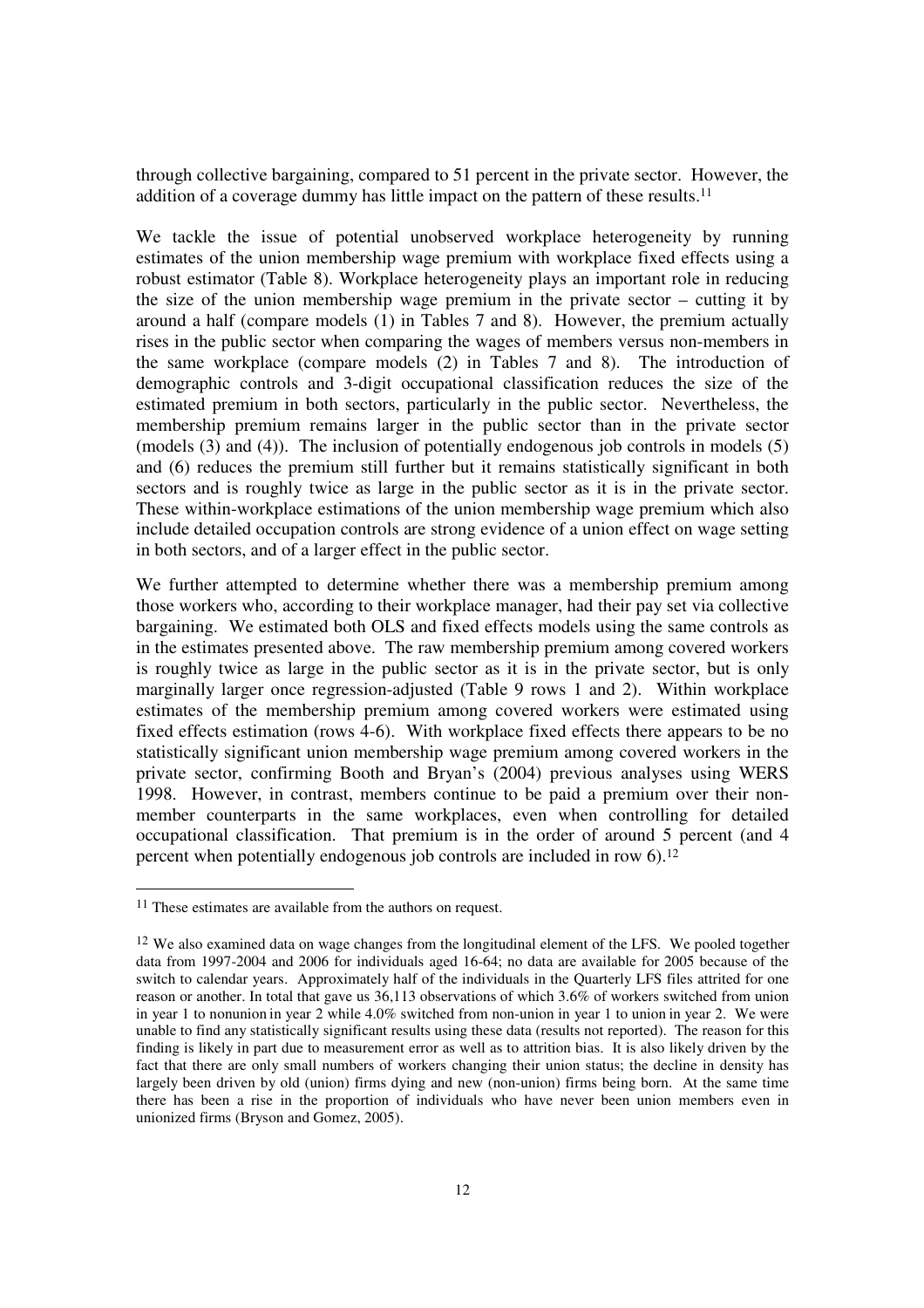through collective bargaining, compared to 51 percent in the private sector. However, the addition of a coverage dummy has little impact on the pattern of these results.[11]

We tackle the issue of potential unobserved workplace heterogeneity by running estimates of the union membership wage premium with workplace fixed effects using a robust estimator (Table 8). Workplace heterogeneity plays an important role in reducing the size of the union membership wage premium in the private sector – cutting it by around a half (compare models (1) in Tables 7 and 8). However, the premium actually rises in the public sector when comparing the wages of members versus non-members in the same workplace (compare models (2) in Tables 7 and 8). The introduction of demographic controls and 3-digit occupational classification reduces the size of the estimated premium in both sectors, particularly in the public sector. Nevertheless, the membership premium remains larger in the public sector than in the private sector (models (3) and (4)). The inclusion of potentially endogenous job controls in models (5) and (6) reduces the premium still further but it remains statistically significant in both sectors and is roughly twice as large in the public sector as it is in the private sector. These within-workplace estimations of the union membership wage premium which also include detailed occupation controls are strong evidence of a union effect on wage setting in both sectors, and of a larger effect in the public sector.

We further attempted to determine whether there was a membership premium among those workers who, according to their workplace manager, had their pay set via collective bargaining. We estimated both OLS and fixed effects models using the same controls as in the estimates presented above. The raw membership premium among covered workers is roughly twice as large in the public sector as it is in the private sector, but is only marginally larger once regression-adjusted (Table 9 rows 1 and 2). Within workplace estimates of the membership premium among covered workers were estimated using fixed effects estimation (rows 4-6). With workplace fixed effects there appears to be no statistically significant union membership wage premium among covered workers in the private sector, confirming Booth and Bryan's (2004) previous analyses using WERS 1998. However, in contrast, members continue to be paid a premium over their non-member counterparts in the same workplaces, even when controlling for detailed occupational classification. That premium is in the order of around 5 percent (and 4 percent when potentially endogenous job controls are included in row 6).[12]

---

[11] These estimates are available from the authors on request.

[12] We also examined data on wage changes from the longitudinal element of the LFS. We pooled together data from 1997-2004 and 2006 for individuals aged 16-64; no data are available for 2005 because of the switch to calendar years. Approximately half of the individuals in the Quarterly LFS files attrited for one reason or another. In total that gave us 36,113 observations of which 3.6% of workers switched from union in year 1 to nonunion in year 2 while 4.0% switched from non-union in year 1 to union in year 2. We were unable to find any statistically significant results using these data (results not reported). The reason for this finding is likely in part due to measurement error as well as to attrition bias. It is also likely driven by the fact that there are only small numbers of workers changing their union status; the decline in density has largely been driven by old (union) firms dying and new (non-union) firms being born. At the same time there has been a rise in the proportion of individuals who have never been union members even in unionized firms (Bryson and Gomez, 2005).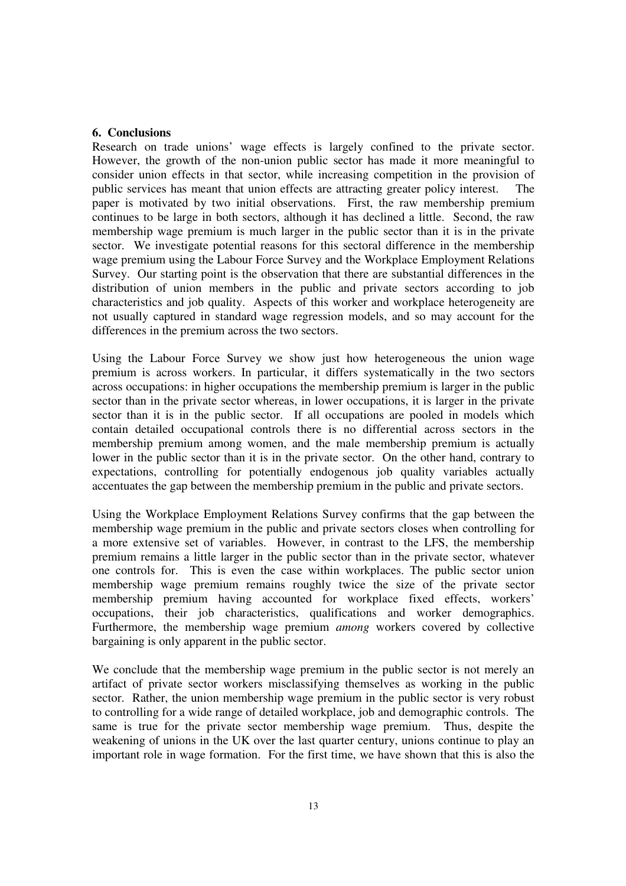**6. Conclusions**

Research on trade unions' wage effects is largely confined to the private sector. However, the growth of the non-union public sector has made it more meaningful to consider union effects in that sector, while increasing competition in the provision of public services has meant that union effects are attracting greater policy interest. The paper is motivated by two initial observations. First, the raw membership premium continues to be large in both sectors, although it has declined a little. Second, the raw membership wage premium is much larger in the public sector than it is in the private sector. We investigate potential reasons for this sectoral difference in the membership wage premium using the Labour Force Survey and the Workplace Employment Relations Survey. Our starting point is the observation that there are substantial differences in the distribution of union members in the public and private sectors according to job characteristics and job quality. Aspects of this worker and workplace heterogeneity are not usually captured in standard wage regression models, and so may account for the differences in the premium across the two sectors.

Using the Labour Force Survey we show just how heterogeneous the union wage premium is across workers. In particular, it differs systematically in the two sectors across occupations: in higher occupations the membership premium is larger in the public sector than in the private sector whereas, in lower occupations, it is larger in the private sector than it is in the public sector. If all occupations are pooled in models which contain detailed occupational controls there is no differential across sectors in the membership premium among women, and the male membership premium is actually lower in the public sector than it is in the private sector. On the other hand, contrary to expectations, controlling for potentially endogenous job quality variables actually accentuates the gap between the membership premium in the public and private sectors.

Using the Workplace Employment Relations Survey confirms that the gap between the membership wage premium in the public and private sectors closes when controlling for a more extensive set of variables. However, in contrast to the LFS, the membership premium remains a little larger in the public sector than in the private sector, whatever one controls for. This is even the case within workplaces. The public sector union membership wage premium remains roughly twice the size of the private sector membership premium having accounted for workplace fixed effects, workers' occupations, their job characteristics, qualifications and worker demographics. Furthermore, the membership wage premium *among* workers covered by collective bargaining is only apparent in the public sector.

We conclude that the membership wage premium in the public sector is not merely an artifact of private sector workers misclassifying themselves as working in the public sector. Rather, the union membership wage premium in the public sector is very robust to controlling for a wide range of detailed workplace, job and demographic controls. The same is true for the private sector membership wage premium. Thus, despite the weakening of unions in the UK over the last quarter century, unions continue to play an important role in wage formation. For the first time, we have shown that this is also the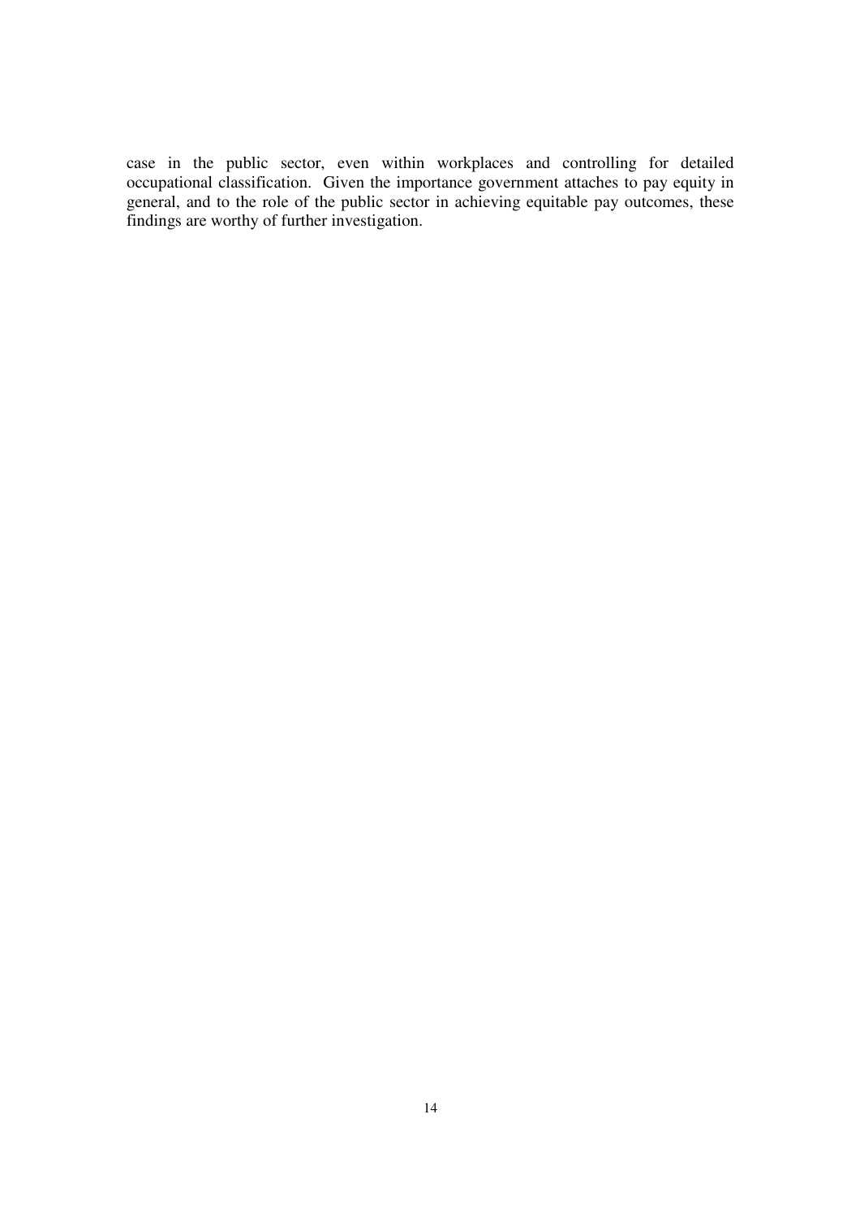case in the public sector, even within workplaces and controlling for detailed occupational classification. Given the importance government attaches to pay equity in general, and to the role of the public sector in achieving equitable pay outcomes, these findings are worthy of further investigation.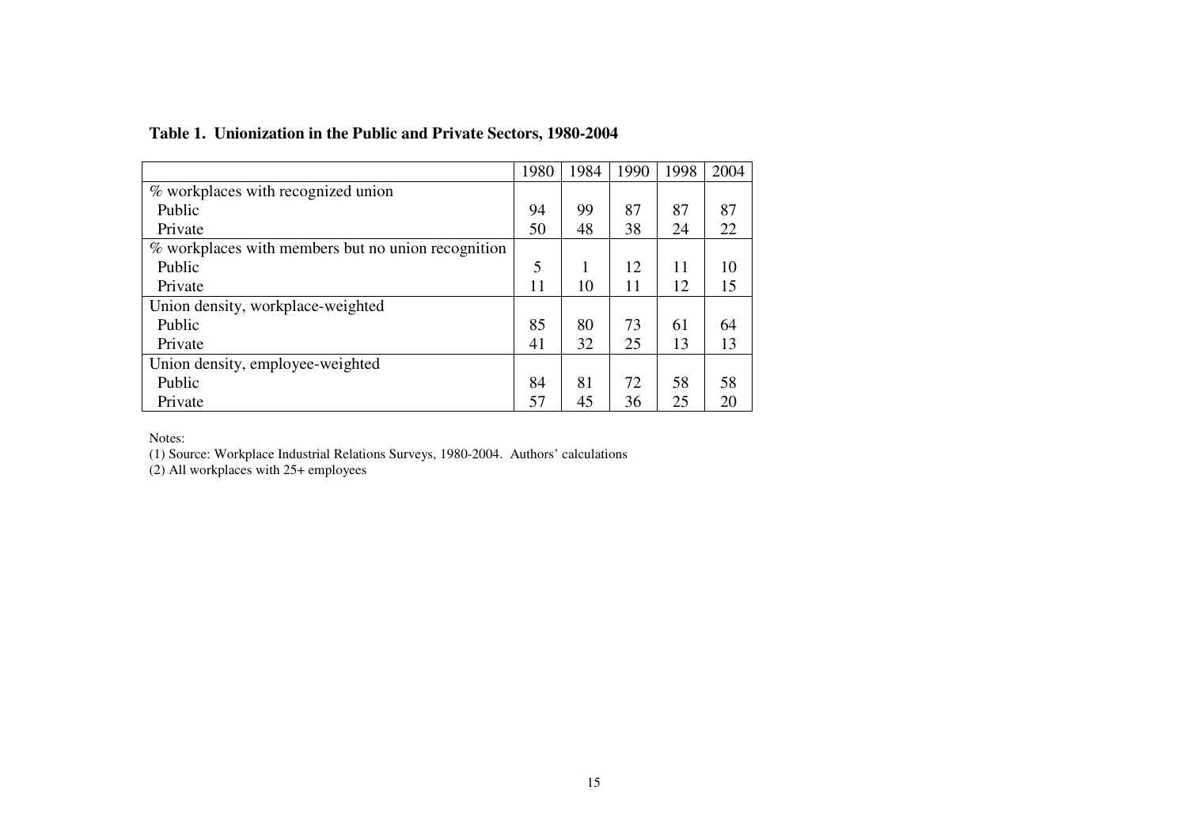**Table 1. Unionization in the Public and Private Sectors, 1980-2004**

| | 1980 | 1984 | 1990 | 1998 | 2004 |
|---|---|---|---|---|---|
| % workplaces with recognized union | | | | | |
| Public | 94 | 99 | 87 | 87 | 87 |
| Private | 50 | 48 | 38 | 24 | 22 |
| % workplaces with members but no union recognition | | | | | |
| Public | 5 | 1 | 12 | 11 | 10 |
| Private | 11 | 10 | 11 | 12 | 15 |
| Union density, workplace-weighted | | | | | |
| Public | 85 | 80 | 73 | 61 | 64 |
| Private | 41 | 32 | 25 | 13 | 13 |
| Union density, employee-weighted | | | | | |
| Public | 84 | 81 | 72 | 58 | 58 |
| Private | 57 | 45 | 36 | 25 | 20 |

Notes:

(1) Source: Workplace Industrial Relations Surveys, 1980-2004. Authors' calculations

(2) All workplaces with 25+ employees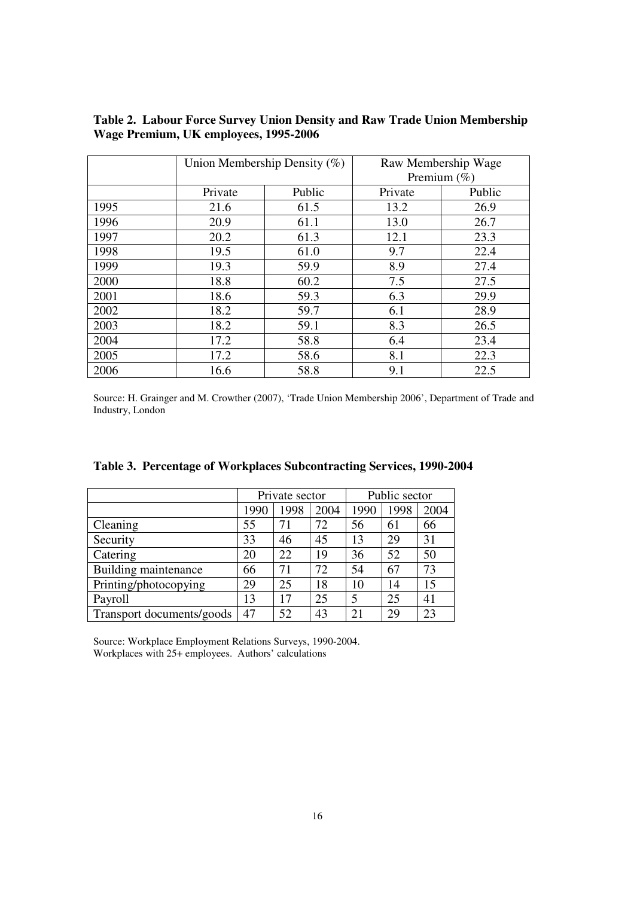**Table 2. Labour Force Survey Union Density and Raw Trade Union Membership Wage Premium, UK employees, 1995-2006**

| | Union Membership Density (%) | | Raw Membership Wage Premium (%) | |
|---|---|---|---|---|
| | Private | Public | Private | Public |
| 1995 | 21.6 | 61.5 | 13.2 | 26.9 |
| 1996 | 20.9 | 61.1 | 13.0 | 26.7 |
| 1997 | 20.2 | 61.3 | 12.1 | 23.3 |
| 1998 | 19.5 | 61.0 | 9.7 | 22.4 |
| 1999 | 19.3 | 59.9 | 8.9 | 27.4 |
| 2000 | 18.8 | 60.2 | 7.5 | 27.5 |
| 2001 | 18.6 | 59.3 | 6.3 | 29.9 |
| 2002 | 18.2 | 59.7 | 6.1 | 28.9 |
| 2003 | 18.2 | 59.1 | 8.3 | 26.5 |
| 2004 | 17.2 | 58.8 | 6.4 | 23.4 |
| 2005 | 17.2 | 58.6 | 8.1 | 22.3 |
| 2006 | 16.6 | 58.8 | 9.1 | 22.5 |

Source: H. Grainger and M. Crowther (2007), 'Trade Union Membership 2006', Department of Trade and Industry, London

**Table 3. Percentage of Workplaces Subcontracting Services, 1990-2004**

| | Private sector | | | Public sector | | |
|---|---|---|---|---|---|---|
| | 1990 | 1998 | 2004 | 1990 | 1998 | 2004 |
| Cleaning | 55 | 71 | 72 | 56 | 61 | 66 |
| Security | 33 | 46 | 45 | 13 | 29 | 31 |
| Catering | 20 | 22 | 19 | 36 | 52 | 50 |
| Building maintenance | 66 | 71 | 72 | 54 | 67 | 73 |
| Printing/photocopying | 29 | 25 | 18 | 10 | 14 | 15 |
| Payroll | 13 | 17 | 25 | 5 | 25 | 41 |
| Transport documents/goods | 47 | 52 | 43 | 21 | 29 | 23 |

Source: Workplace Employment Relations Surveys, 1990-2004.
Workplaces with 25+ employees. Authors' calculations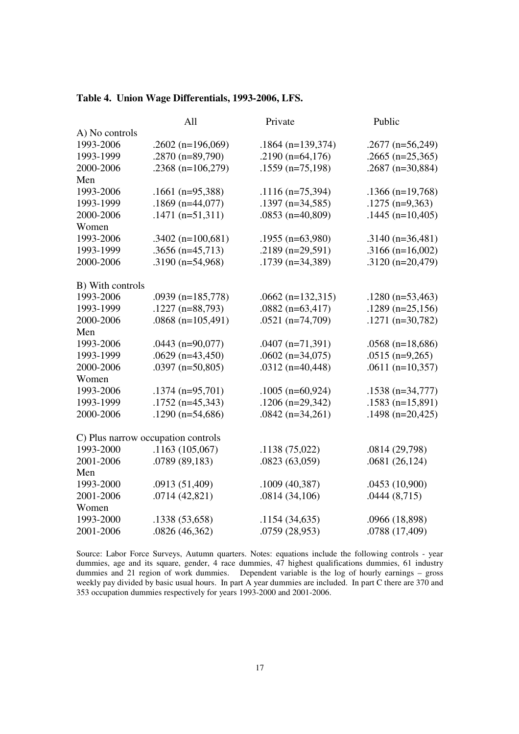**Table 4. Union Wage Differentials, 1993-2006, LFS.**

| | All | Private | Public |
|---|---|---|---|
| A) No controls | | | |
| 1993-2006 | .2602 (n=196,069) | .1864 (n=139,374) | .2677 (n=56,249) |
| 1993-1999 | .2870 (n=89,790) | .2190 (n=64,176) | .2665 (n=25,365) |
| 2000-2006 | .2368 (n=106,279) | .1559 (n=75,198) | .2687 (n=30,884) |
| Men | | | |
| 1993-2006 | .1661 (n=95,388) | .1116 (n=75,394) | .1366 (n=19,768) |
| 1993-1999 | .1869 (n=44,077) | .1397 (n=34,585) | .1275 (n=9,363) |
| 2000-2006 | .1471 (n=51,311) | .0853 (n=40,809) | .1445 (n=10,405) |
| Women | | | |
| 1993-2006 | .3402 (n=100,681) | .1955 (n=63,980) | .3140 (n=36,481) |
| 1993-1999 | .3656 (n=45,713) | .2189 (n=29,591) | .3166 (n=16,002) |
| 2000-2006 | .3190 (n=54,968) | .1739 (n=34,389) | .3120 (n=20,479) |
| | | | |
| B) With controls | | | |
| 1993-2006 | .0939 (n=185,778) | .0662 (n=132,315) | .1280 (n=53,463) |
| 1993-1999 | .1227 (n=88,793) | .0882 (n=63,417) | .1289 (n=25,156) |
| 2000-2006 | .0868 (n=105,491) | .0521 (n=74,709) | .1271 (n=30,782) |
| Men | | | |
| 1993-2006 | .0443 (n=90,077) | .0407 (n=71,391) | .0568 (n=18,686) |
| 1993-1999 | .0629 (n=43,450) | .0602 (n=34,075) | .0515 (n=9,265) |
| 2000-2006 | .0397 (n=50,805) | .0312 (n=40,448) | .0611 (n=10,357) |
| Women | | | |
| 1993-2006 | .1374 (n=95,701) | .1005 (n=60,924) | .1538 (n=34,777) |
| 1993-1999 | .1752 (n=45,343) | .1206 (n=29,342) | .1583 (n=15,891) |
| 2000-2006 | .1290 (n=54,686) | .0842 (n=34,261) | .1498 (n=20,425) |
| | | | |
| C) Plus narrow occupation controls | | | |
| 1993-2000 | .1163 (105,067) | .1138 (75,022) | .0814 (29,798) |
| 2001-2006 | .0789 (89,183) | .0823 (63,059) | .0681 (26,124) |
| Men | | | |
| 1993-2000 | .0913 (51,409) | .1009 (40,387) | .0453 (10,900) |
| 2001-2006 | .0714 (42,821) | .0814 (34,106) | .0444 (8,715) |
| Women | | | |
| 1993-2000 | .1338 (53,658) | .1154 (34,635) | .0966 (18,898) |
| 2001-2006 | .0826 (46,362) | .0759 (28,953) | .0788 (17,409) |

Source: Labor Force Surveys, Autumn quarters. Notes: equations include the following controls - year dummies, age and its square, gender, 4 race dummies, 47 highest qualifications dummies, 61 industry dummies and 21 region of work dummies. Dependent variable is the log of hourly earnings – gross weekly pay divided by basic usual hours. In part A year dummies are included. In part C there are 370 and 353 occupation dummies respectively for years 1993-2000 and 2001-2006.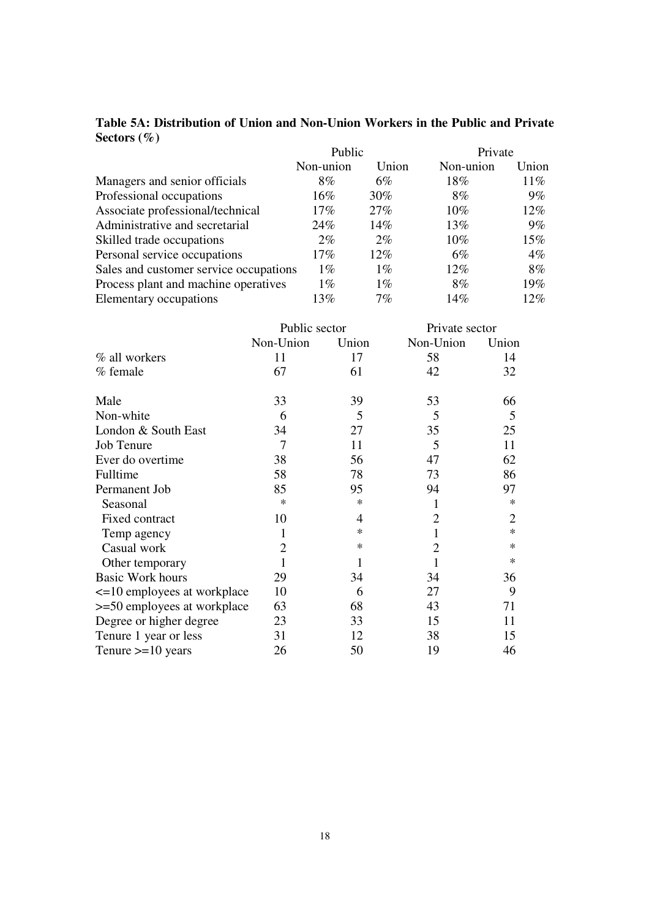**Table 5A: Distribution of Union and Non-Union Workers in the Public and Private Sectors (%)**

| | Public | | Private | |
|---|---|---|---|---|
| | Non-union | Union | Non-union | Union |
| Managers and senior officials | 8% | 6% | 18% | 11% |
| Professional occupations | 16% | 30% | 8% | 9% |
| Associate professional/technical | 17% | 27% | 10% | 12% |
| Administrative and secretarial | 24% | 14% | 13% | 9% |
| Skilled trade occupations | 2% | 2% | 10% | 15% |
| Personal service occupations | 17% | 12% | 6% | 4% |
| Sales and customer service occupations | 1% | 1% | 12% | 8% |
| Process plant and machine operatives | 1% | 1% | 8% | 19% |
| Elementary occupations | 13% | 7% | 14% | 12% |

| | Public sector | | Private sector | |
|---|---|---|---|---|
| | Non-Union | Union | Non-Union | Union |
| % all workers | 11 | 17 | 58 | 14 |
| % female | 67 | 61 | 42 | 32 |
| | | | | |
| Male | 33 | 39 | 53 | 66 |
| Non-white | 6 | 5 | 5 | 5 |
| London & South East | 34 | 27 | 35 | 25 |
| Job Tenure | 7 | 11 | 5 | 11 |
| Ever do overtime | 38 | 56 | 47 | 62 |
| Fulltime | 58 | 78 | 73 | 86 |
| Permanent Job | 85 | 95 | 94 | 97 |
| Seasonal | * | * | 1 | * |
| Fixed contract | 10 | 4 | 2 | 2 |
| Temp agency | 1 | * | 1 | * |
| Casual work | 2 | * | 2 | * |
| Other temporary | 1 | 1 | 1 | * |
| Basic Work hours | 29 | 34 | 34 | 36 |
| <=10 employees at workplace | 10 | 6 | 27 | 9 |
| >=50 employees at workplace | 63 | 68 | 43 | 71 |
| Degree or higher degree | 23 | 33 | 15 | 11 |
| Tenure 1 year or less | 31 | 12 | 38 | 15 |
| Tenure >=10 years | 26 | 50 | 19 | 46 |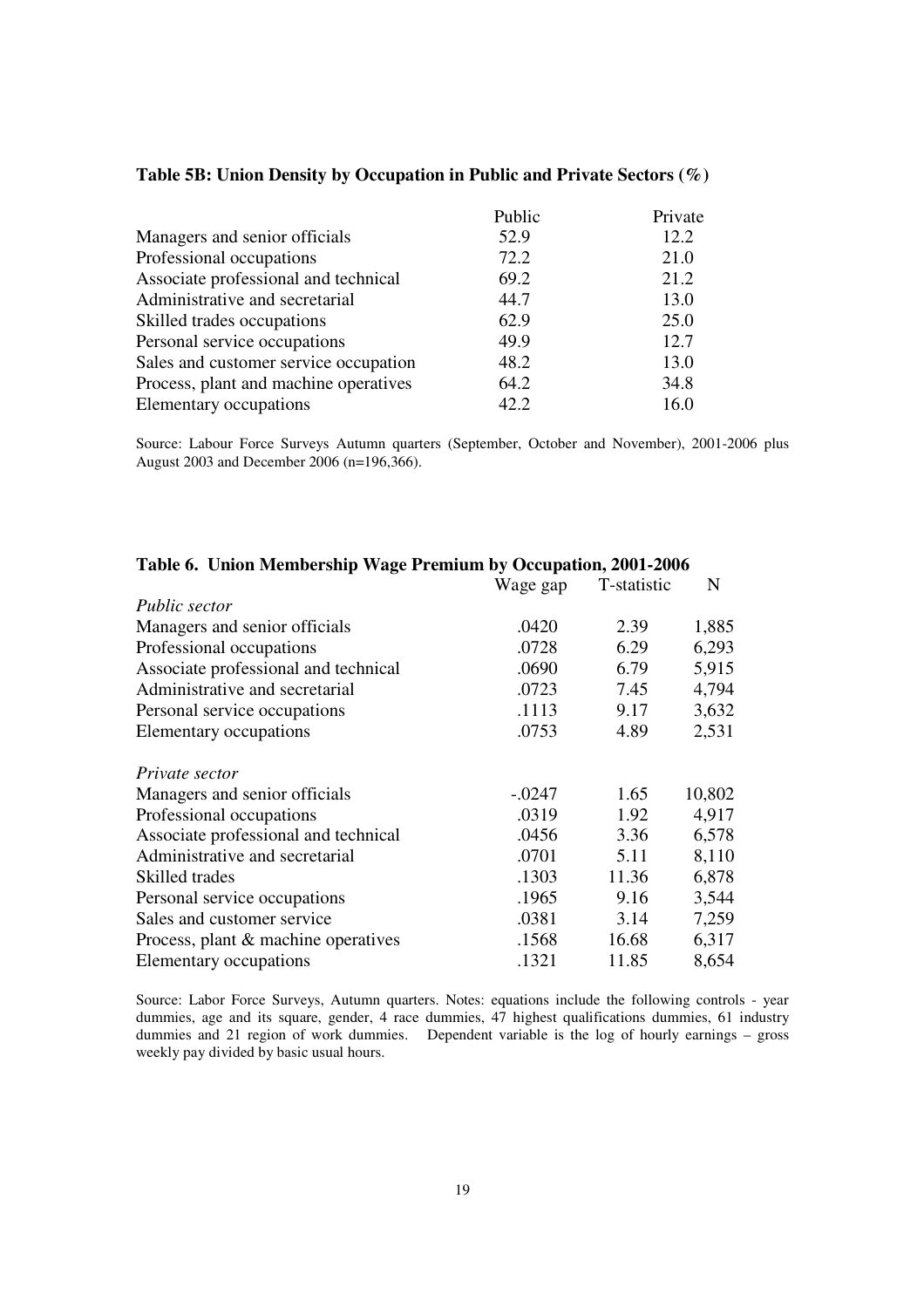**Table 5B: Union Density by Occupation in Public and Private Sectors (%)**

| | Public | Private |
|---|---|---|
| Managers and senior officials | 52.9 | 12.2 |
| Professional occupations | 72.2 | 21.0 |
| Associate professional and technical | 69.2 | 21.2 |
| Administrative and secretarial | 44.7 | 13.0 |
| Skilled trades occupations | 62.9 | 25.0 |
| Personal service occupations | 49.9 | 12.7 |
| Sales and customer service occupation | 48.2 | 13.0 |
| Process, plant and machine operatives | 64.2 | 34.8 |
| Elementary occupations | 42.2 | 16.0 |

Source: Labour Force Surveys Autumn quarters (September, October and November), 2001-2006 plus August 2003 and December 2006 (n=196,366).

**Table 6. Union Membership Wage Premium by Occupation, 2001-2006**

| | Wage gap | T-statistic | N |
|---|---|---|---|
| *Public sector* | | | |
| Managers and senior officials | .0420 | 2.39 | 1,885 |
| Professional occupations | .0728 | 6.29 | 6,293 |
| Associate professional and technical | .0690 | 6.79 | 5,915 |
| Administrative and secretarial | .0723 | 7.45 | 4,794 |
| Personal service occupations | .1113 | 9.17 | 3,632 |
| Elementary occupations | .0753 | 4.89 | 2,531 |
| *Private sector* | | | |
| Managers and senior officials | -.0247 | 1.65 | 10,802 |
| Professional occupations | .0319 | 1.92 | 4,917 |
| Associate professional and technical | .0456 | 3.36 | 6,578 |
| Administrative and secretarial | .0701 | 5.11 | 8,110 |
| Skilled trades | .1303 | 11.36 | 6,878 |
| Personal service occupations | .1965 | 9.16 | 3,544 |
| Sales and customer service | .0381 | 3.14 | 7,259 |
| Process, plant & machine operatives | .1568 | 16.68 | 6,317 |
| Elementary occupations | .1321 | 11.85 | 8,654 |

Source: Labor Force Surveys, Autumn quarters. Notes: equations include the following controls - year dummies, age and its square, gender, 4 race dummies, 47 highest qualifications dummies, 61 industry dummies and 21 region of work dummies. Dependent variable is the log of hourly earnings – gross weekly pay divided by basic usual hours.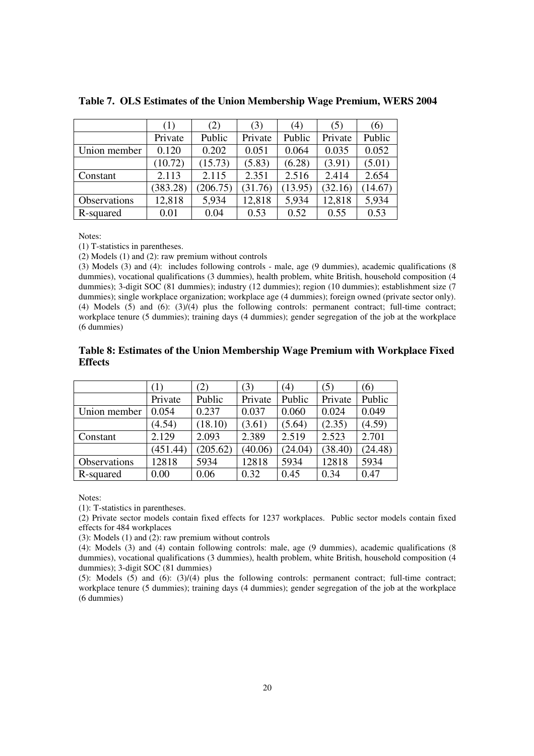**Table 7. OLS Estimates of the Union Membership Wage Premium, WERS 2004**

| | (1) | (2) | (3) | (4) | (5) | (6) |
|---|---|---|---|---|---|---|
| | Private | Public | Private | Public | Private | Public |
| Union member | 0.120 | 0.202 | 0.051 | 0.064 | 0.035 | 0.052 |
| | (10.72) | (15.73) | (5.83) | (6.28) | (3.91) | (5.01) |
| Constant | 2.113 | 2.115 | 2.351 | 2.516 | 2.414 | 2.654 |
| | (383.28) | (206.75) | (31.76) | (13.95) | (32.16) | (14.67) |
| Observations | 12,818 | 5,934 | 12,818 | 5,934 | 12,818 | 5,934 |
| R-squared | 0.01 | 0.04 | 0.53 | 0.52 | 0.55 | 0.53 |

Notes:

(1) T-statistics in parentheses.

(2) Models (1) and (2): raw premium without controls

(3) Models (3) and (4): includes following controls - male, age (9 dummies), academic qualifications (8 dummies), vocational qualifications (3 dummies), health problem, white British, household composition (4 dummies); 3-digit SOC (81 dummies); industry (12 dummies); region (10 dummies); establishment size (7 dummies); single workplace organization; workplace age (4 dummies); foreign owned (private sector only).

(4) Models (5) and (6): (3)/(4) plus the following controls: permanent contract; full-time contract; workplace tenure (5 dummies); training days (4 dummies); gender segregation of the job at the workplace (6 dummies)

**Table 8: Estimates of the Union Membership Wage Premium with Workplace Fixed Effects**

| | (1) | (2) | (3) | (4) | (5) | (6) |
|---|---|---|---|---|---|---|
| | Private | Public | Private | Public | Private | Public |
| Union member | 0.054 | 0.237 | 0.037 | 0.060 | 0.024 | 0.049 |
| | (4.54) | (18.10) | (3.61) | (5.64) | (2.35) | (4.59) |
| Constant | 2.129 | 2.093 | 2.389 | 2.519 | 2.523 | 2.701 |
| | (451.44) | (205.62) | (40.06) | (24.04) | (38.40) | (24.48) |
| Observations | 12818 | 5934 | 12818 | 5934 | 12818 | 5934 |
| R-squared | 0.00 | 0.06 | 0.32 | 0.45 | 0.34 | 0.47 |

Notes:

(1): T-statistics in parentheses.

(2) Private sector models contain fixed effects for 1237 workplaces. Public sector models contain fixed effects for 484 workplaces

(3): Models (1) and (2): raw premium without controls

(4): Models (3) and (4) contain following controls: male, age (9 dummies), academic qualifications (8 dummies), vocational qualifications (3 dummies), health problem, white British, household composition (4 dummies); 3-digit SOC (81 dummies)

(5): Models (5) and (6): (3)/(4) plus the following controls: permanent contract; full-time contract; workplace tenure (5 dummies); training days (4 dummies); gender segregation of the job at the workplace (6 dummies)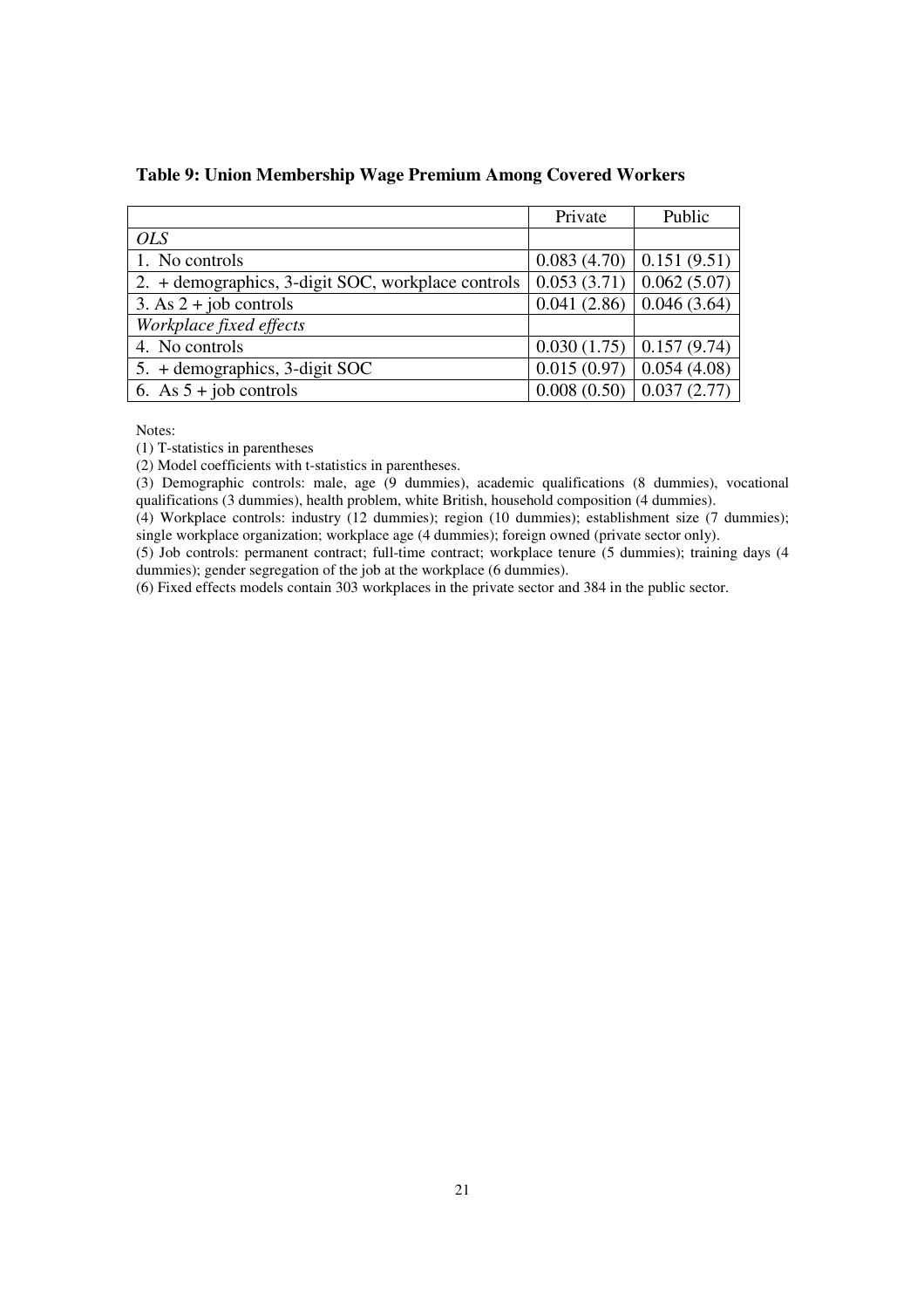**Table 9: Union Membership Wage Premium Among Covered Workers**

| | Private | Public |
|---|---|---|
| *OLS* | | |
| 1. No controls | 0.083 (4.70) | 0.151 (9.51) |
| 2. + demographics, 3-digit SOC, workplace controls | 0.053 (3.71) | 0.062 (5.07) |
| 3. As 2 + job controls | 0.041 (2.86) | 0.046 (3.64) |
| *Workplace fixed effects* | | |
| 4. No controls | 0.030 (1.75) | 0.157 (9.74) |
| 5. + demographics, 3-digit SOC | 0.015 (0.97) | 0.054 (4.08) |
| 6. As 5 + job controls | 0.008 (0.50) | 0.037 (2.77) |

Notes:

(1) T-statistics in parentheses

(2) Model coefficients with t-statistics in parentheses.

(3) Demographic controls: male, age (9 dummies), academic qualifications (8 dummies), vocational qualifications (3 dummies), health problem, white British, household composition (4 dummies).

(4) Workplace controls: industry (12 dummies); region (10 dummies); establishment size (7 dummies); single workplace organization; workplace age (4 dummies); foreign owned (private sector only).

(5) Job controls: permanent contract; full-time contract; workplace tenure (5 dummies); training days (4 dummies); gender segregation of the job at the workplace (6 dummies).

(6) Fixed effects models contain 303 workplaces in the private sector and 384 in the public sector.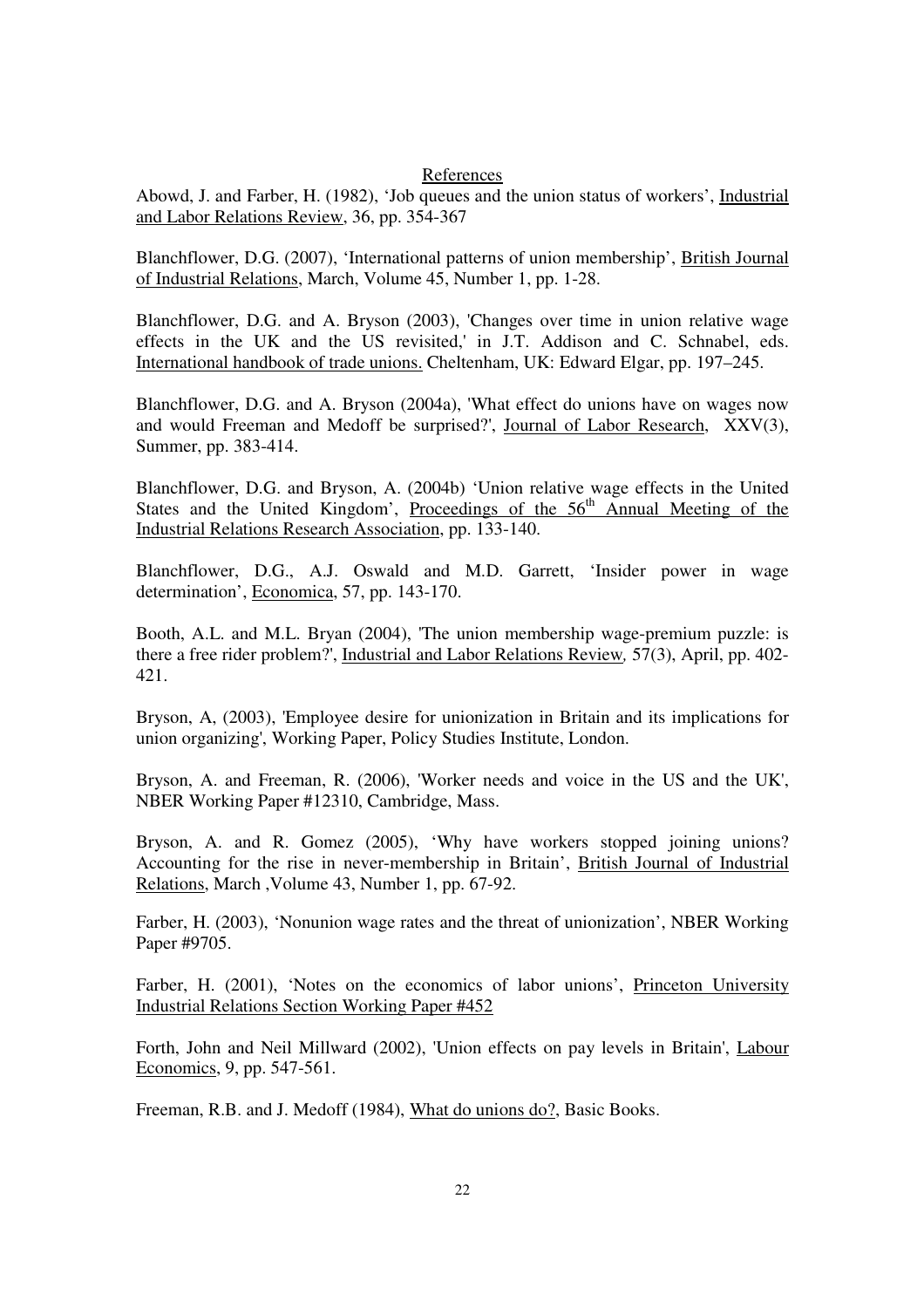## References

Abowd, J. and Farber, H. (1982), 'Job queues and the union status of workers', Industrial and Labor Relations Review, 36, pp. 354-367

Blanchflower, D.G. (2007), 'International patterns of union membership', British Journal of Industrial Relations, March, Volume 45, Number 1, pp. 1-28.

Blanchflower, D.G. and A. Bryson (2003), 'Changes over time in union relative wage effects in the UK and the US revisited,' in J.T. Addison and C. Schnabel, eds. International handbook of trade unions. Cheltenham, UK: Edward Elgar, pp. 197–245.

Blanchflower, D.G. and A. Bryson (2004a), 'What effect do unions have on wages now and would Freeman and Medoff be surprised?', Journal of Labor Research, XXV(3), Summer, pp. 383-414.

Blanchflower, D.G. and Bryson, A. (2004b) 'Union relative wage effects in the United States and the United Kingdom', Proceedings of the 56th Annual Meeting of the Industrial Relations Research Association, pp. 133-140.

Blanchflower, D.G., A.J. Oswald and M.D. Garrett, 'Insider power in wage determination', Economica, 57, pp. 143-170.

Booth, A.L. and M.L. Bryan (2004), 'The union membership wage-premium puzzle: is there a free rider problem?', Industrial and Labor Relations Review, 57(3), April, pp. 402-421.

Bryson, A, (2003), 'Employee desire for unionization in Britain and its implications for union organizing', Working Paper, Policy Studies Institute, London.

Bryson, A. and Freeman, R. (2006), 'Worker needs and voice in the US and the UK', NBER Working Paper #12310, Cambridge, Mass.

Bryson, A. and R. Gomez (2005), 'Why have workers stopped joining unions? Accounting for the rise in never-membership in Britain', British Journal of Industrial Relations, March ,Volume 43, Number 1, pp. 67-92.

Farber, H. (2003), 'Nonunion wage rates and the threat of unionization', NBER Working Paper #9705.

Farber, H. (2001), 'Notes on the economics of labor unions', Princeton University Industrial Relations Section Working Paper #452

Forth, John and Neil Millward (2002), 'Union effects on pay levels in Britain', Labour Economics, 9, pp. 547-561.

Freeman, R.B. and J. Medoff (1984), What do unions do?, Basic Books.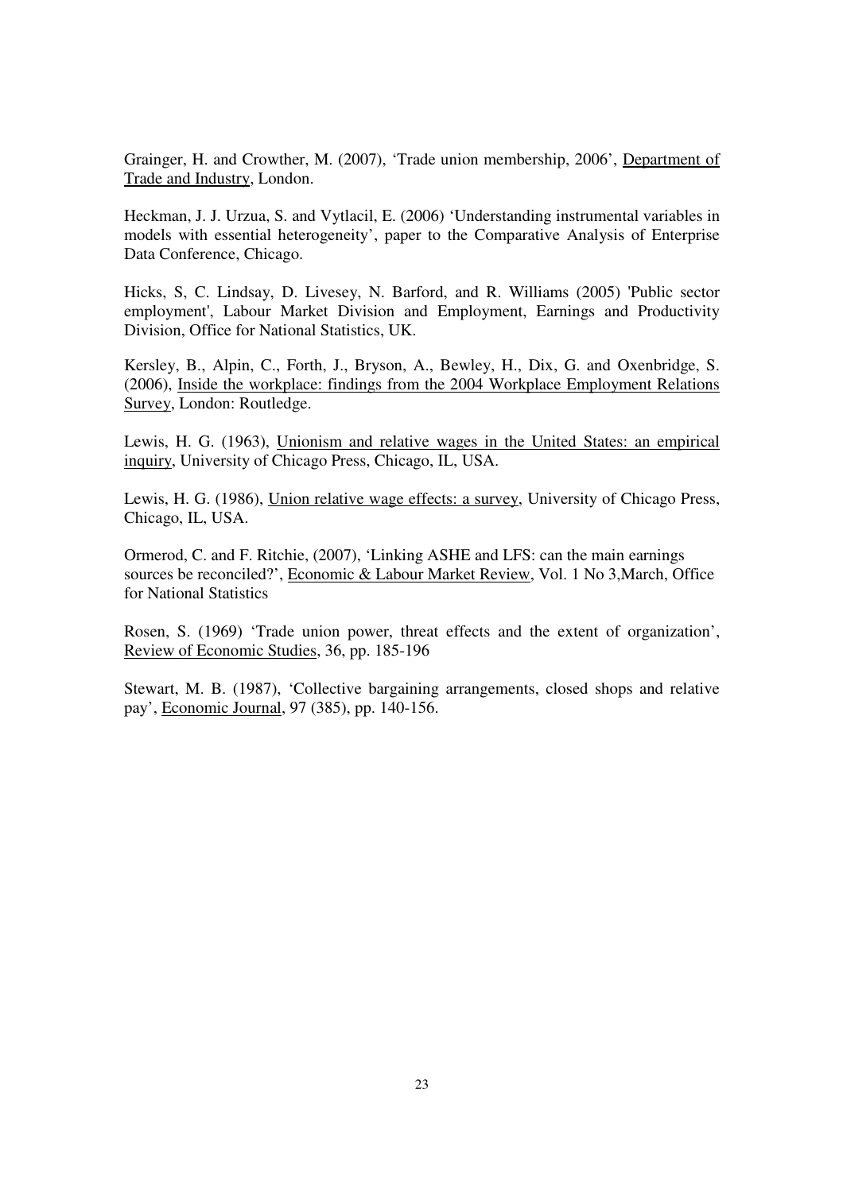Grainger, H. and Crowther, M. (2007), 'Trade union membership, 2006', Department of Trade and Industry, London.

Heckman, J. J. Urzua, S. and Vytlacil, E. (2006) 'Understanding instrumental variables in models with essential heterogeneity', paper to the Comparative Analysis of Enterprise Data Conference, Chicago.

Hicks, S, C. Lindsay, D. Livesey, N. Barford, and R. Williams (2005) 'Public sector employment', Labour Market Division and Employment, Earnings and Productivity Division, Office for National Statistics, UK.

Kersley, B., Alpin, C., Forth, J., Bryson, A., Bewley, H., Dix, G. and Oxenbridge, S. (2006), Inside the workplace: findings from the 2004 Workplace Employment Relations Survey, London: Routledge.

Lewis, H. G. (1963), Unionism and relative wages in the United States: an empirical inquiry, University of Chicago Press, Chicago, IL, USA.

Lewis, H. G. (1986), Union relative wage effects: a survey, University of Chicago Press, Chicago, IL, USA.

Ormerod, C. and F. Ritchie, (2007), 'Linking ASHE and LFS: can the main earnings sources be reconciled?', Economic & Labour Market Review, Vol. 1 No 3,March, Office for National Statistics

Rosen, S. (1969) 'Trade union power, threat effects and the extent of organization', Review of Economic Studies, 36, pp. 185-196

Stewart, M. B. (1987), 'Collective bargaining arrangements, closed shops and relative pay', Economic Journal, 97 (385), pp. 140-156.